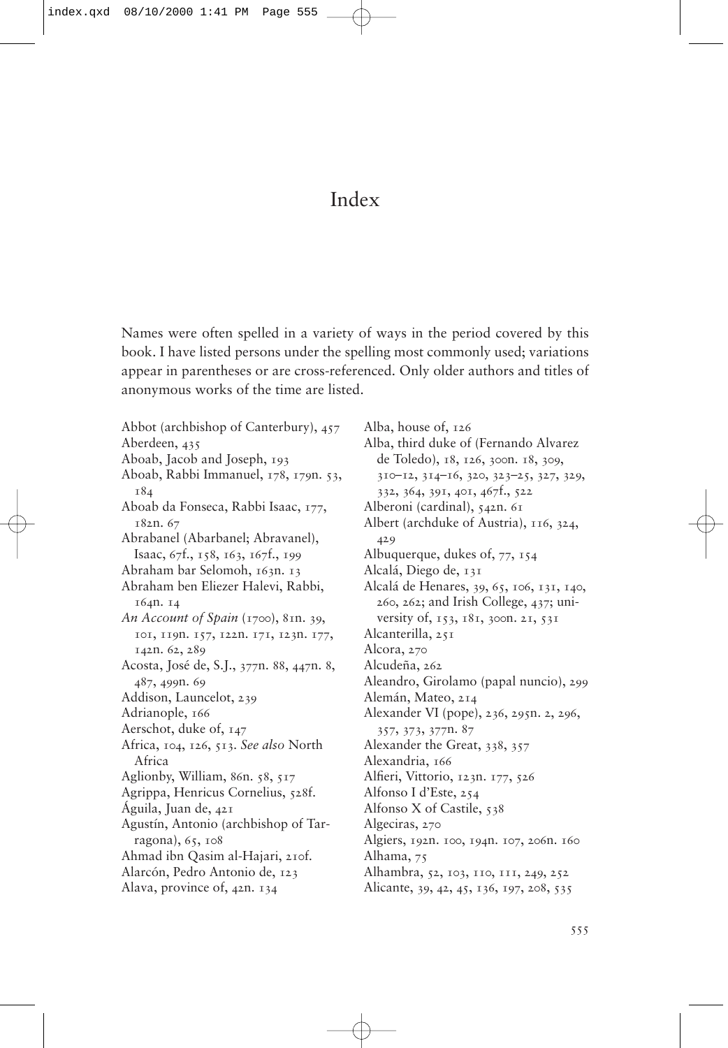# Index

Names were often spelled in a variety of ways in the period covered by this book. I have listed persons under the spelling most commonly used; variations appear in parentheses or are cross-referenced. Only older authors and titles of anonymous works of the time are listed.

Abbot (archbishop of Canterbury), 457
Aberdeen, 435
Aboab, Jacob and Joseph, 193
Aboab, Rabbi Immanuel, 178, 179n. 53, 184
Aboab da Fonseca, Rabbi Isaac, 177, 182n. 67
Abrabanel (Abarbanel; Abravanel), Isaac, 67f., 158, 163, 167f., 199
Abraham bar Selomoh, 163n. 13
Abraham ben Eliezer Halevi, Rabbi, 164n. 14
*An Account of Spain* (1700), 81n. 39, 101, 119n. 157, 122n. 171, 123n. 177, 142n. 62, 289
Acosta, José de, S.J., 377n. 88, 447n. 8, 487, 499n. 69
Addison, Launcelot, 239
Adrianople, 166
Aerschot, duke of, 147
Africa, 104, 126, 513. *See also* North Africa
Aglionby, William, 86n. 58, 517
Agrippa, Henricus Cornelius, 528f.
Águila, Juan de, 421
Agustín, Antonio (archbishop of Tarragona), 65, 108
Ahmad ibn Qasim al-Hajari, 210f.
Alarcón, Pedro Antonio de, 123
Alava, province of, 42n. 134
Alba, house of, 126
Alba, third duke of (Fernando Alvarez de Toledo), 18, 126, 300n. 18, 309, 310–12, 314–16, 320, 323–25, 327, 329, 332, 364, 391, 401, 467f., 522
Alberoni (cardinal), 542n. 61
Albert (archduke of Austria), 116, 324, 429
Albuquerque, dukes of, 77, 154
Alcalá, Diego de, 131
Alcalá de Henares, 39, 65, 106, 131, 140, 260, 262; and Irish College, 437; university of, 153, 181, 300n. 21, 531
Alcanterilla, 251
Alcora, 270
Alcudeña, 262
Aleandro, Girolamo (papal nuncio), 299
Alemán, Mateo, 214
Alexander VI (pope), 236, 295n. 2, 296, 357, 373, 377n. 87
Alexander the Great, 338, 357
Alexandria, 166
Alfieri, Vittorio, 123n. 177, 526
Alfonso I d'Este, 254
Alfonso X of Castile, 538
Algeciras, 270
Algiers, 192n. 100, 194n. 107, 206n. 160
Alhama, 75
Alhambra, 52, 103, 110, 111, 249, 252
Alicante, 39, 42, 45, 136, 197, 208, 535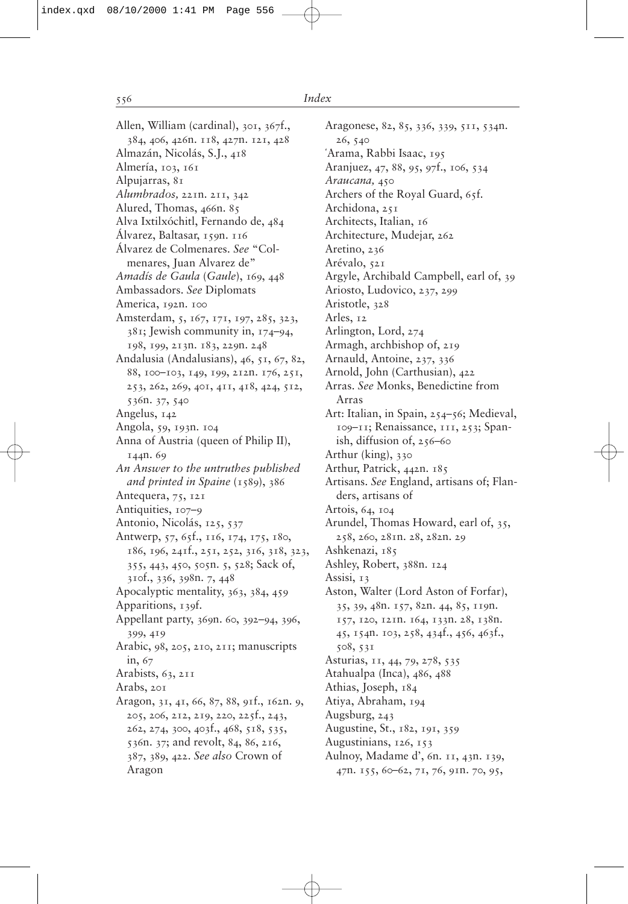Allen, William (cardinal), 301, 367f., 384, 406, 426n. 118, 427n. 121, 428
Almazán, Nicolás, S.J., 418
Almería, 103, 161
Alpujarras, 81
*Alumbrados,* 221n. 211, 342
Alured, Thomas, 466n. 85
Alva Ixtilxóchitl, Fernando de, 484
Álvarez, Baltasar, 159n. 116
Álvarez de Colmenares. *See* "Colmenares, Juan Alvarez de"
*Amadís de Gaula* (*Gaule*), 169, 448
Ambassadors. *See* Diplomats
America, 192n. 100
Amsterdam, 5, 167, 171, 197, 285, 323, 381; Jewish community in, 174–94, 198, 199, 213n. 183, 229n. 248
Andalusia (Andalusians), 46, 51, 67, 82, 88, 100–103, 149, 199, 212n. 176, 251, 253, 262, 269, 401, 411, 418, 424, 512, 536n. 37, 540
Angelus, 142
Angola, 59, 193n. 104
Anna of Austria (queen of Philip II), 144n. 69
*An Answer to the untruthes published and printed in Spaine* (1589), 386
Antequera, 75, 121
Antiquities, 107–9
Antonio, Nicolás, 125, 537
Antwerp, 57, 65f., 116, 174, 175, 180, 186, 196, 241f., 251, 252, 316, 318, 323, 355, 443, 450, 505n. 5, 528; Sack of, 310f., 336, 398n. 7, 448
Apocalyptic mentality, 363, 384, 459
Apparitions, 139f.
Appellant party, 369n. 60, 392–94, 396, 399, 419
Arabic, 98, 205, 210, 211; manuscripts in, 67
Arabists, 63, 211
Arabs, 201
Aragon, 31, 41, 66, 87, 88, 91f., 162n. 9, 205, 206, 212, 219, 220, 225f., 243, 262, 274, 300, 403f., 468, 518, 535, 536n. 37; and revolt, 84, 86, 216, 387, 389, 422. *See also* Crown of Aragon
Aragonese, 82, 85, 336, 339, 511, 534n. 26, 540
ʿArama, Rabbi Isaac, 195
Aranjuez, 47, 88, 95, 97f., 106, 534
*Araucana,* 450
Archers of the Royal Guard, 65f.
Archidona, 251
Architects, Italian, 16
Architecture, Mudejar, 262
Aretino, 236
Arévalo, 521
Argyle, Archibald Campbell, earl of, 39
Ariosto, Ludovico, 237, 299
Aristotle, 328
Arles, 12
Arlington, Lord, 274
Armagh, archbishop of, 219
Arnauld, Antoine, 237, 336
Arnold, John (Carthusian), 422
Arras. *See* Monks, Benedictine from Arras
Art: Italian, in Spain, 254–56; Medieval, 109–11; Renaissance, 111, 253; Spanish, diffusion of, 256–60
Arthur (king), 330
Arthur, Patrick, 442n. 185
Artisans. *See* England, artisans of; Flanders, artisans of
Artois, 64, 104
Arundel, Thomas Howard, earl of, 35, 258, 260, 281n. 28, 282n. 29
Ashkenazi, 185
Ashley, Robert, 388n. 124
Assisi, 13
Aston, Walter (Lord Aston of Forfar), 35, 39, 48n. 157, 82n. 44, 85, 119n. 157, 120, 121n. 164, 133n. 28, 138n. 45, 154n. 103, 258, 434f., 456, 463f., 508, 531
Asturias, 11, 44, 79, 278, 535
Atahualpa (Inca), 486, 488
Athias, Joseph, 184
Atiya, Abraham, 194
Augsburg, 243
Augustine, St., 182, 191, 359
Augustinians, 126, 153
Aulnoy, Madame d', 6n. 11, 43n. 139, 47n. 155, 60–62, 71, 76, 91n. 70, 95,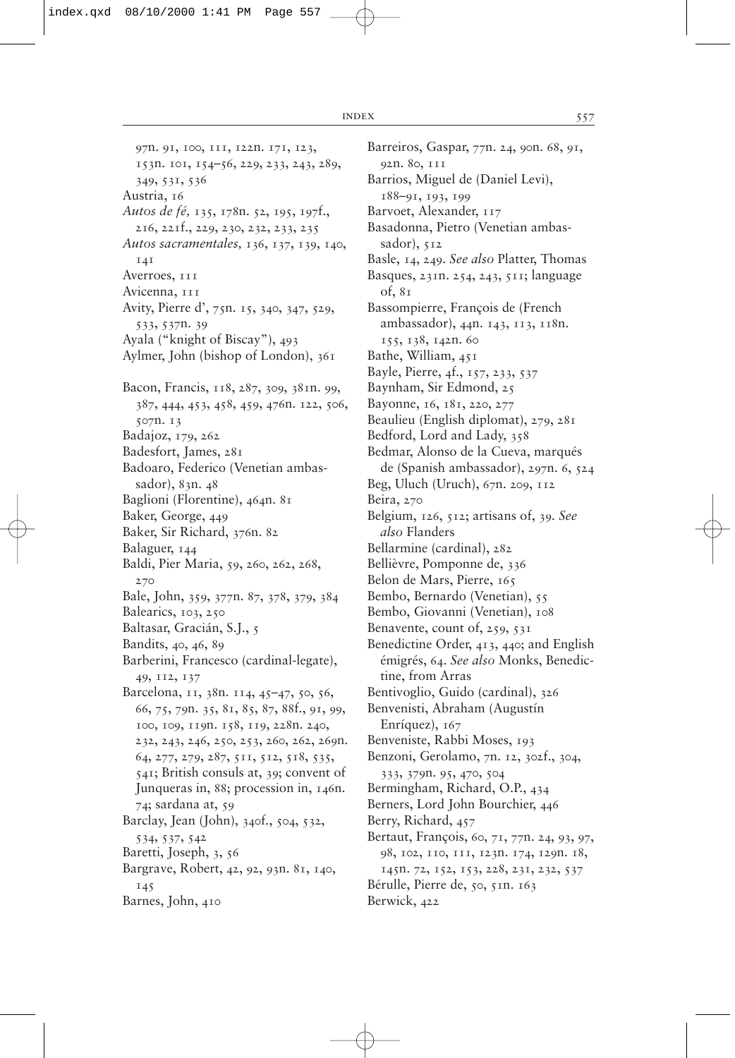97n. 91, 100, 111, 122n. 171, 123, 153n. 101, 154–56, 229, 233, 243, 289, 349, 531, 536

Austria, 16

*Autos de fé,* 135, 178n. 52, 195, 197f., 216, 221f., 229, 230, 232, 233, 235

*Autos sacramentales,* 136, 137, 139, 140, 141

Averroes, 111

Avicenna, 111

Avity, Pierre d', 75n. 15, 340, 347, 529, 533, 537n. 39

Ayala ("knight of Biscay"), 493

Aylmer, John (bishop of London), 361

Bacon, Francis, 118, 287, 309, 381n. 99, 387, 444, 453, 458, 459, 476n. 122, 506, 507n. 13

Badajoz, 179, 262

Badesfort, James, 281

Badoaro, Federico (Venetian ambassador), 83n. 48

Baglioni (Florentine), 464n. 81

Baker, George, 449

Baker, Sir Richard, 376n. 82

Balaguer, 144

Baldi, Pier Maria, 59, 260, 262, 268, 270

Bale, John, 359, 377n. 87, 378, 379, 384

Balearics, 103, 250

Baltasar, Gracián, S.J., 5

Bandits, 40, 46, 89

Barberini, Francesco (cardinal-legate), 49, 112, 137

Barcelona, 11, 38n. 114, 45–47, 50, 56, 66, 75, 79n. 35, 81, 85, 87, 88f., 91, 99, 100, 109, 119n. 158, 119, 228n. 240, 232, 243, 246, 250, 253, 260, 262, 269n. 64, 277, 279, 287, 511, 512, 518, 535, 541; British consuls at, 39; convent of Junqueras in, 88; procession in, 146n. 74; sardana at, 59

Barclay, Jean (John), 340f., 504, 532, 534, 537, 542

Baretti, Joseph, 3, 56

Bargrave, Robert, 42, 92, 93n. 81, 140, 145

Barnes, John, 410

Barreiros, Gaspar, 77n. 24, 90n. 68, 91, 92n. 80, 111

Barrios, Miguel de (Daniel Levi), 188–91, 193, 199

Barvoet, Alexander, 117

Basadonna, Pietro (Venetian ambassador), 512

Basle, 14, 249. *See also* Platter, Thomas

Basques, 231n. 254, 243, 511; language of, 81

Bassompierre, François de (French ambassador), 44n. 143, 113, 118n. 155, 138, 142n. 60

Bathe, William, 451

Bayle, Pierre, 4f., 157, 233, 537

Baynham, Sir Edmond, 25

Bayonne, 16, 181, 220, 277

Beaulieu (English diplomat), 279, 281

Bedford, Lord and Lady, 358

Bedmar, Alonso de la Cueva, marqués de (Spanish ambassador), 297n. 6, 524

Beg, Uluch (Uruch), 67n. 209, 112

Beira, 270

Belgium, 126, 512; artisans of, 39. *See also* Flanders

Bellarmine (cardinal), 282

Bellièvre, Pomponne de, 336

Belon de Mars, Pierre, 165

Bembo, Bernardo (Venetian), 55

Bembo, Giovanni (Venetian), 108

Benavente, count of, 259, 531

Benedictine Order, 413, 440; and English émigrés, 64. *See also* Monks, Benedictine, from Arras

Bentivoglio, Guido (cardinal), 326

Benvenisti, Abraham (Augustín Enríquez), 167

Benveniste, Rabbi Moses, 193

Benzoni, Gerolamo, 7n. 12, 302f., 304, 333, 379n. 95, 470, 504

Bermingham, Richard, O.P., 434

Berners, Lord John Bourchier, 446

Berry, Richard, 457

Bertaut, François, 60, 71, 77n. 24, 93, 97, 98, 102, 110, 111, 123n. 174, 129n. 18, 145n. 72, 152, 153, 228, 231, 232, 537

Bérulle, Pierre de, 50, 51n. 163

Berwick, 422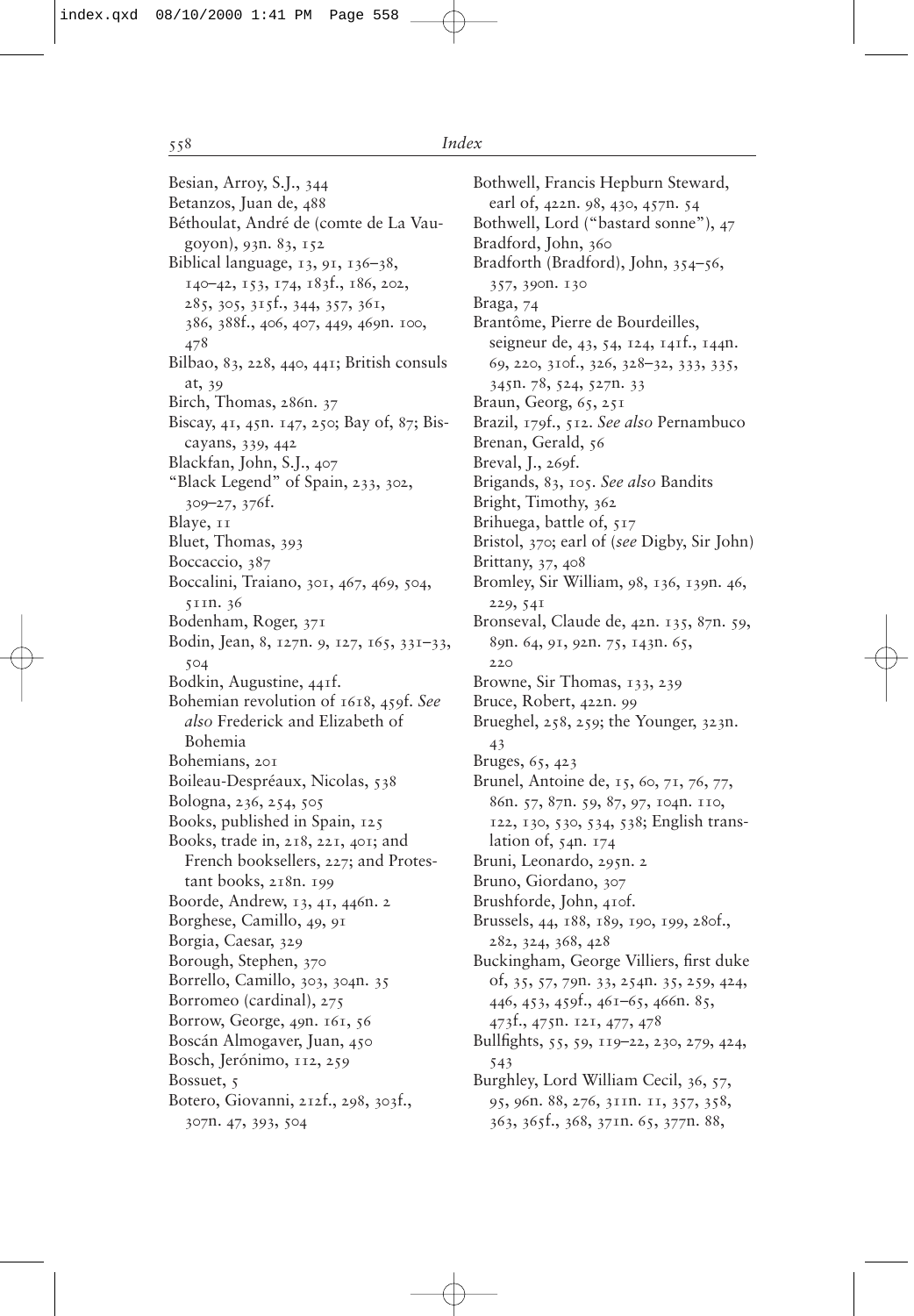Besian, Arroy, S.J., 344
Betanzos, Juan de, 488
Béthoulat, André de (comte de La Vaugoyon), 93n. 83, 152
Biblical language, 13, 91, 136–38, 140–42, 153, 174, 183f., 186, 202, 285, 305, 315f., 344, 357, 361, 386, 388f., 406, 407, 449, 469n. 100, 478
Bilbao, 83, 228, 440, 441; British consuls at, 39
Birch, Thomas, 286n. 37
Biscay, 41, 45n. 147, 250; Bay of, 87; Biscayans, 339, 442
Blackfan, John, S.J., 407
"Black Legend" of Spain, 233, 302, 309–27, 376f.
Blaye, 11
Bluet, Thomas, 393
Boccaccio, 387
Boccalini, Traiano, 301, 467, 469, 504, 511n. 36
Bodenham, Roger, 371
Bodin, Jean, 8, 127n. 9, 127, 165, 331–33, 504
Bodkin, Augustine, 441f.
Bohemian revolution of 1618, 459f. *See also* Frederick and Elizabeth of Bohemia
Bohemians, 201
Boileau-Despréaux, Nicolas, 538
Bologna, 236, 254, 505
Books, published in Spain, 125
Books, trade in, 218, 221, 401; and French booksellers, 227; and Protestant books, 218n. 199
Boorde, Andrew, 13, 41, 446n. 2
Borghese, Camillo, 49, 91
Borgia, Caesar, 329
Borough, Stephen, 370
Borrello, Camillo, 303, 304n. 35
Borromeo (cardinal), 275
Borrow, George, 49n. 161, 56
Boscán Almogaver, Juan, 450
Bosch, Jerónimo, 112, 259
Bossuet, 5
Botero, Giovanni, 212f., 298, 303f., 307n. 47, 393, 504
Bothwell, Francis Hepburn Steward, earl of, 422n. 98, 430, 457n. 54
Bothwell, Lord ("bastard sonne"), 47
Bradford, John, 360
Bradforth (Bradford), John, 354–56, 357, 390n. 130
Braga, 74
Brantôme, Pierre de Bourdeilles, seigneur de, 43, 54, 124, 141f., 144n. 69, 220, 310f., 326, 328–32, 333, 335, 345n. 78, 524, 527n. 33
Braun, Georg, 65, 251
Brazil, 179f., 512. *See also* Pernambuco
Brenan, Gerald, 56
Breval, J., 269f.
Brigands, 83, 105. *See also* Bandits
Bright, Timothy, 362
Brihuega, battle of, 517
Bristol, 370; earl of (*see* Digby, Sir John)
Brittany, 37, 408
Bromley, Sir William, 98, 136, 139n. 46, 229, 541
Bronseval, Claude de, 42n. 135, 87n. 59, 89n. 64, 91, 92n. 75, 143n. 65, 220
Browne, Sir Thomas, 133, 239
Bruce, Robert, 422n. 99
Brueghel, 258, 259; the Younger, 323n. 43
Bruges, 65, 423
Brunel, Antoine de, 15, 60, 71, 76, 77, 86n. 57, 87n. 59, 87, 97, 104n. 110, 122, 130, 530, 534, 538; English translation of, 54n. 174
Bruni, Leonardo, 295n. 2
Bruno, Giordano, 307
Brushforde, John, 410f.
Brussels, 44, 188, 189, 190, 199, 280f., 282, 324, 368, 428
Buckingham, George Villiers, first duke of, 35, 57, 79n. 33, 254n. 35, 259, 424, 446, 453, 459f., 461–65, 466n. 85, 473f., 475n. 121, 477, 478
Bullfights, 55, 59, 119–22, 230, 279, 424, 543
Burghley, Lord William Cecil, 36, 57, 95, 96n. 88, 276, 311n. 11, 357, 358, 363, 365f., 368, 371n. 65, 377n. 88,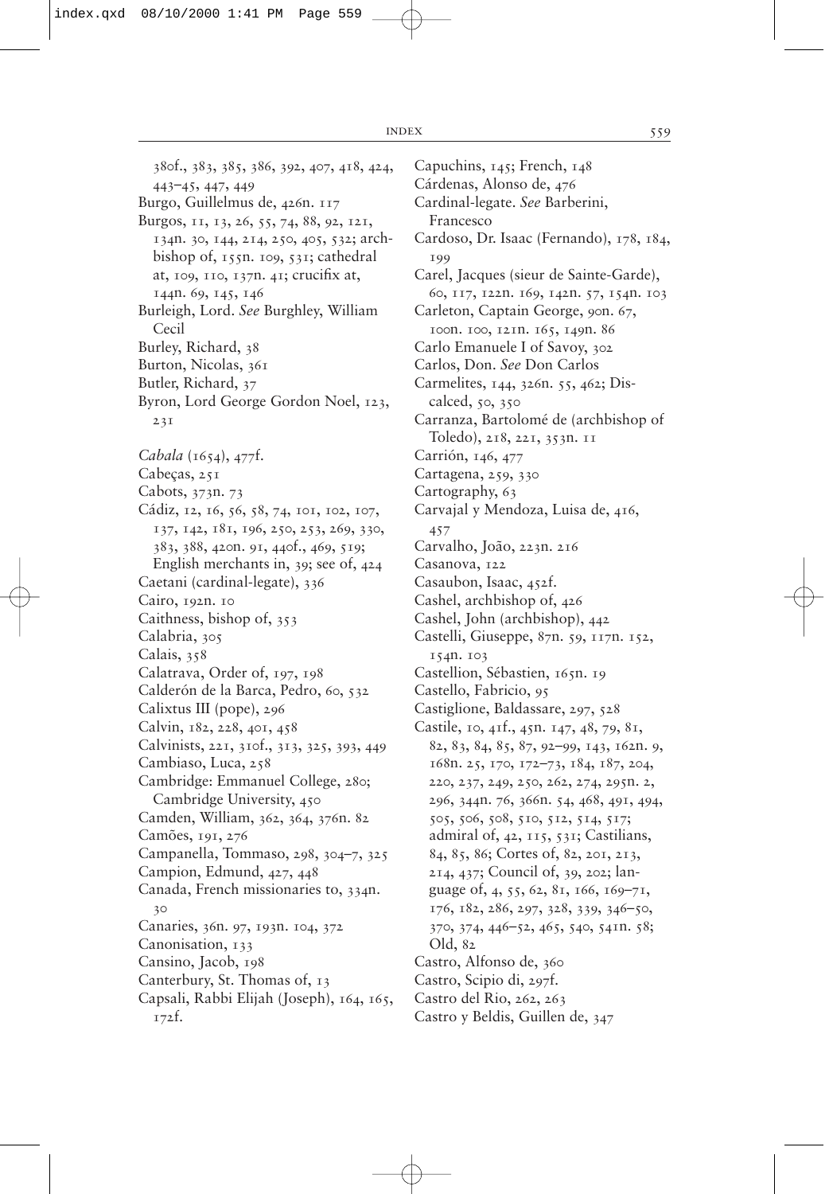380f., 383, 385, 386, 392, 407, 418, 424, 443–45, 447, 449

Burgo, Guillelmus de, 426n. 117

Burgos, 11, 13, 26, 55, 74, 88, 92, 121, 134n. 30, 144, 214, 250, 405, 532; archbishop of, 155n. 109, 531; cathedral at, 109, 110, 137n. 41; crucifix at, 144n. 69, 145, 146

Burleigh, Lord. *See* Burghley, William Cecil

Burley, Richard, 38

Burton, Nicolas, 361

Butler, Richard, 37

Byron, Lord George Gordon Noel, 123, 231

*Cabala* (1654), 477f.

Cabeças, 251

Cabots, 373n. 73

Cádiz, 12, 16, 56, 58, 74, 101, 102, 107, 137, 142, 181, 196, 250, 253, 269, 330, 383, 388, 420n. 91, 440f., 469, 519; English merchants in, 39; see of, 424

Caetani (cardinal-legate), 336

Cairo, 192n. 10

Caithness, bishop of, 353

Calabria, 305

Calais, 358

Calatrava, Order of, 197, 198

Calderón de la Barca, Pedro, 60, 532

Calixtus III (pope), 296

Calvin, 182, 228, 401, 458

Calvinists, 221, 310f., 313, 325, 393, 449

Cambiaso, Luca, 258

Cambridge: Emmanuel College, 280; Cambridge University, 450

Camden, William, 362, 364, 376n. 82

Camões, 191, 276

Campanella, Tommaso, 298, 304–7, 325

Campion, Edmund, 427, 448

Canada, French missionaries to, 334n. 30

Canaries, 36n. 97, 193n. 104, 372

Canonisation, 133

Cansino, Jacob, 198

Canterbury, St. Thomas of, 13

Capsali, Rabbi Elijah (Joseph), 164, 165, 172f.

Capuchins, 145; French, 148

Cárdenas, Alonso de, 476

Cardinal-legate. *See* Barberini, Francesco

Cardoso, Dr. Isaac (Fernando), 178, 184, 199

Carel, Jacques (sieur de Sainte-Garde), 60, 117, 122n. 169, 142n. 57, 154n. 103

Carleton, Captain George, 90n. 67, 100n. 100, 121n. 165, 149n. 86

Carlo Emanuele I of Savoy, 302

Carlos, Don. *See* Don Carlos

Carmelites, 144, 326n. 55, 462; Discalced, 50, 350

Carranza, Bartolomé de (archbishop of Toledo), 218, 221, 353n. 11

Carrión, 146, 477

Cartagena, 259, 330

Cartography, 63

Carvajal y Mendoza, Luisa de, 416, 457

Carvalho, João, 223n. 216

Casanova, 122

Casaubon, Isaac, 452f.

Cashel, archbishop of, 426

Cashel, John (archbishop), 442

Castelli, Giuseppe, 87n. 59, 117n. 152, 154n. 103

Castellion, Sébastien, 165n. 19

Castello, Fabricio, 95

Castiglione, Baldassare, 297, 528

Castile, 10, 41f., 45n. 147, 48, 79, 81, 82, 83, 84, 85, 87, 92–99, 143, 162n. 9, 168n. 25, 170, 172–73, 184, 187, 204, 220, 237, 249, 250, 262, 274, 295n. 2, 296, 344n. 76, 366n. 54, 468, 491, 494, 505, 506, 508, 510, 512, 514, 517; admiral of, 42, 115, 531; Castilians, 84, 85, 86; Cortes of, 82, 201, 213, 214, 437; Council of, 39, 202; language of, 4, 55, 62, 81, 166, 169–71, 176, 182, 286, 297, 328, 339, 346–50, 370, 374, 446–52, 465, 540, 541n. 58; Old, 82

Castro, Alfonso de, 360

Castro, Scipio di, 297f.

Castro del Rio, 262, 263

Castro y Beldis, Guillen de, 347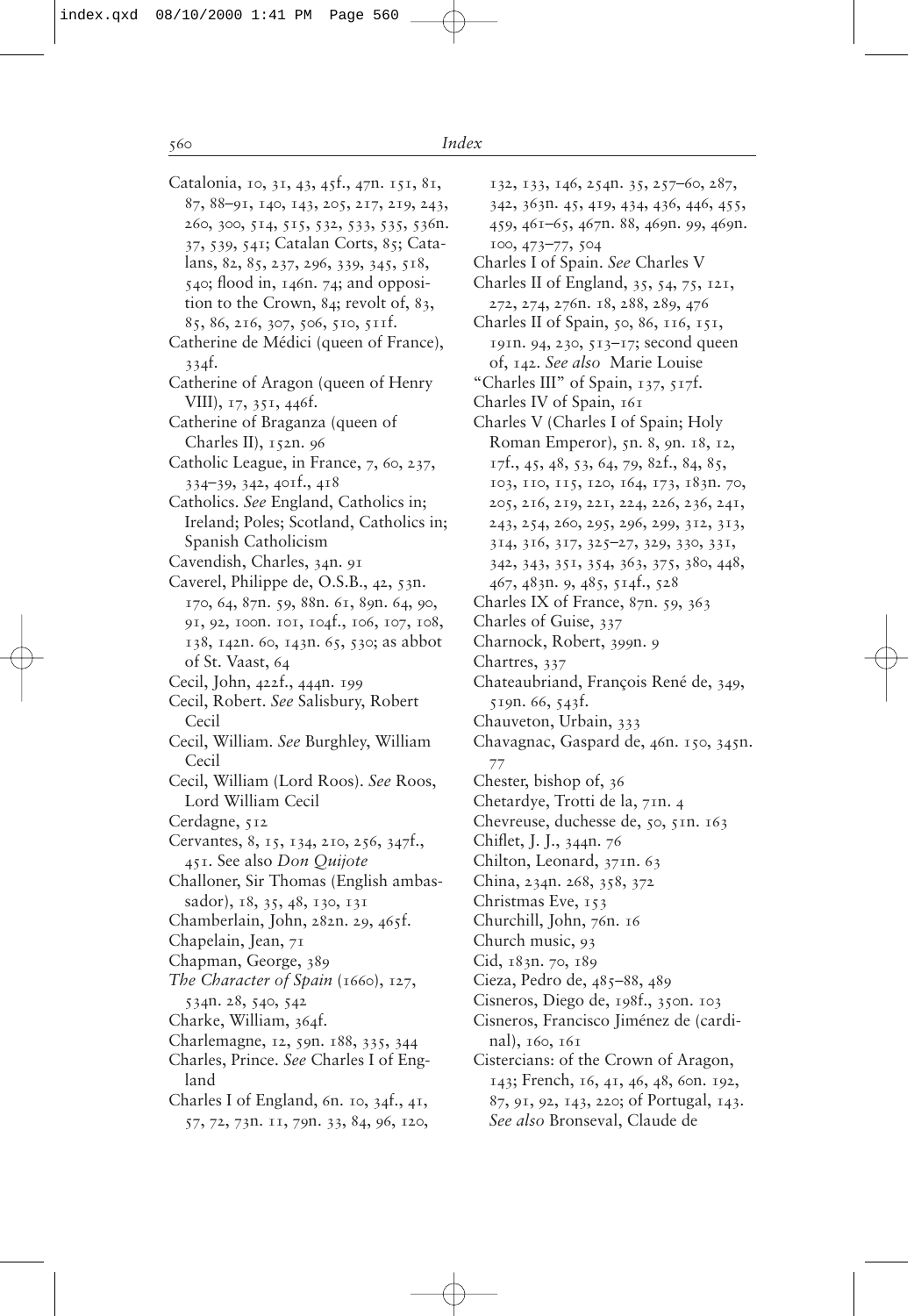Catalonia, 10, 31, 43, 45f., 47n. 151, 81, 87, 88–91, 140, 143, 205, 217, 219, 243, 260, 300, 514, 515, 532, 533, 535, 536n. 37, 539, 541; Catalan Corts, 85; Catalans, 82, 85, 237, 296, 339, 345, 518, 540; flood in, 146n. 74; and opposition to the Crown, 84; revolt of, 83, 85, 86, 216, 307, 506, 510, 511f.

Catherine de Médici (queen of France), 334f.

Catherine of Aragon (queen of Henry VIII), 17, 351, 446f.

Catherine of Braganza (queen of Charles II), 152n. 96

Catholic League, in France, 7, 60, 237, 334–39, 342, 401f., 418

Catholics. *See* England, Catholics in; Ireland; Poles; Scotland, Catholics in; Spanish Catholicism

Cavendish, Charles, 34n. 91

Caverel, Philippe de, O.S.B., 42, 53n. 170, 64, 87n. 59, 88n. 61, 89n. 64, 90, 91, 92, 100n. 101, 104f., 106, 107, 108, 138, 142n. 60, 143n. 65, 530; as abbot of St. Vaast, 64

Cecil, John, 422f., 444n. 199

Cecil, Robert. *See* Salisbury, Robert Cecil

Cecil, William. *See* Burghley, William Cecil

Cecil, William (Lord Roos). *See* Roos, Lord William Cecil

Cerdagne, 512

Cervantes, 8, 15, 134, 210, 256, 347f., 451. See also *Don Quijote*

Challoner, Sir Thomas (English ambassador), 18, 35, 48, 130, 131

Chamberlain, John, 282n. 29, 465f.

Chapelain, Jean, 71

Chapman, George, 389

*The Character of Spain* (1660), 127, 534n. 28, 540, 542

Charke, William, 364f.

Charlemagne, 12, 59n. 188, 335, 344

Charles, Prince. *See* Charles I of England

Charles I of England, 6n. 10, 34f., 41, 57, 72, 73n. 11, 79n. 33, 84, 96, 120, 132, 133, 146, 254n. 35, 257–60, 287, 342, 363n. 45, 419, 434, 436, 446, 455, 459, 461–65, 467n. 88, 469n. 99, 469n. 100, 473–77, 504

Charles I of Spain. *See* Charles V

Charles II of England, 35, 54, 75, 121, 272, 274, 276n. 18, 288, 289, 476

Charles II of Spain, 50, 86, 116, 151, 191n. 94, 230, 513–17; second queen of, 142. *See also* Marie Louise

"Charles III" of Spain, 137, 517f.

Charles IV of Spain, 161

Charles V (Charles I of Spain; Holy Roman Emperor), 5n. 8, 9n. 18, 12, 17f., 45, 48, 53, 64, 79, 82f., 84, 85, 103, 110, 115, 120, 164, 173, 183n. 70, 205, 216, 219, 221, 224, 226, 236, 241, 243, 254, 260, 295, 296, 299, 312, 313, 314, 316, 317, 325–27, 329, 330, 331, 342, 343, 351, 354, 363, 375, 380, 448, 467, 483n. 9, 485, 514f., 528

Charles IX of France, 87n. 59, 363

Charles of Guise, 337

Charnock, Robert, 399n. 9

Chartres, 337

Chateaubriand, François René de, 349, 519n. 66, 543f.

Chauveton, Urbain, 333

Chavagnac, Gaspard de, 46n. 150, 345n. 77

Chester, bishop of, 36

Chetardye, Trotti de la, 71n. 4

Chevreuse, duchesse de, 50, 51n. 163

Chiflet, J. J., 344n. 76

Chilton, Leonard, 371n. 63

China, 234n. 268, 358, 372

Christmas Eve, 153

Churchill, John, 76n. 16

Church music, 93

Cid, 183n. 70, 189

Cieza, Pedro de, 485–88, 489

Cisneros, Diego de, 198f., 350n. 103

Cisneros, Francisco Jiménez de (cardinal), 160, 161

Cistercians: of the Crown of Aragon, 143; French, 16, 41, 46, 48, 60n. 192, 87, 91, 92, 143, 220; of Portugal, 143. *See also* Bronseval, Claude de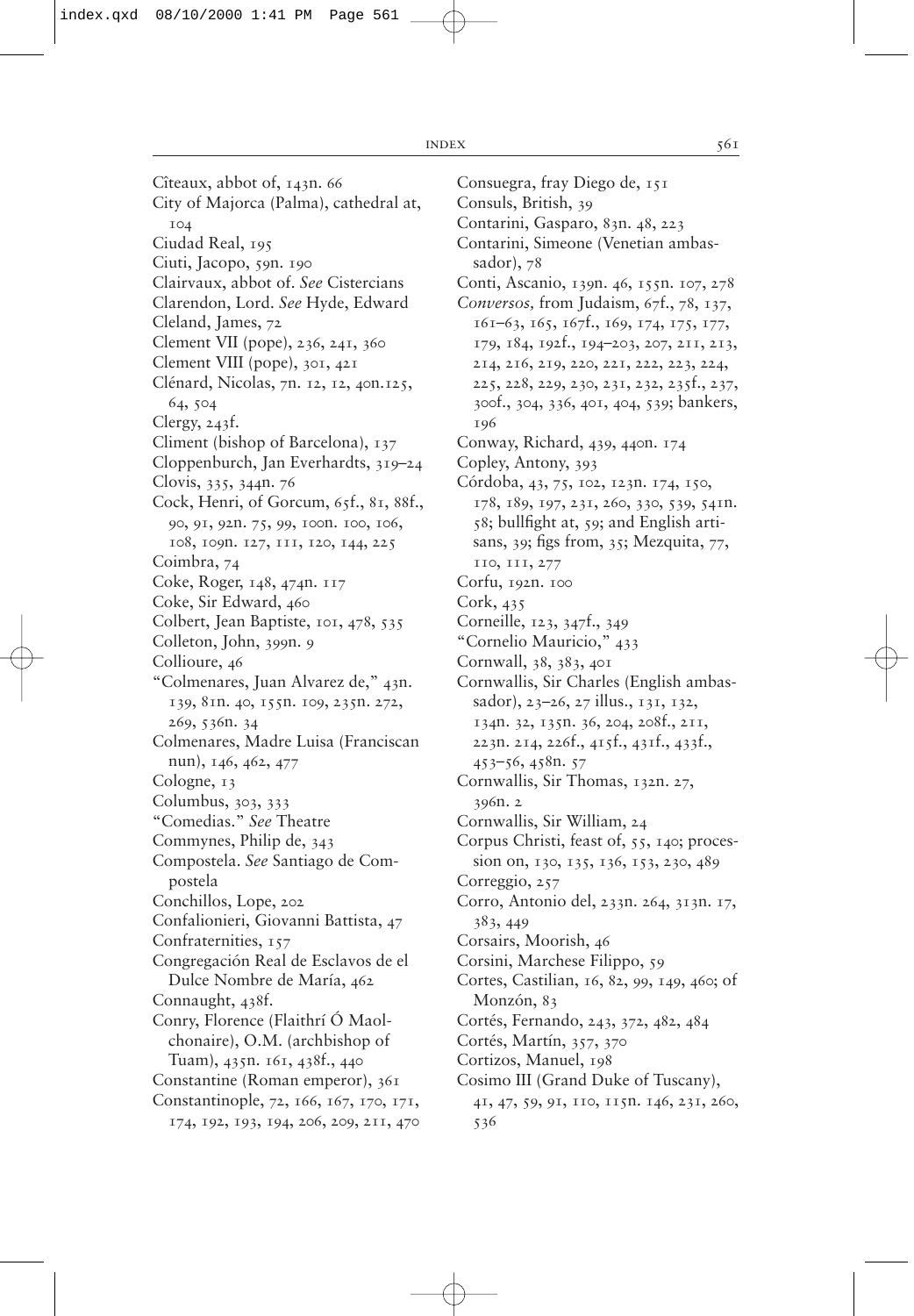Cîteaux, abbot of, 143n. 66
City of Majorca (Palma), cathedral at, 104
Ciudad Real, 195
Ciuti, Jacopo, 59n. 190
Clairvaux, abbot of. *See* Cistercians
Clarendon, Lord. *See* Hyde, Edward
Cleland, James, 72
Clement VII (pope), 236, 241, 360
Clement VIII (pope), 301, 421
Clénard, Nicolas, 7n. 12, 12, 40n.125, 64, 504
Clergy, 243f.
Climent (bishop of Barcelona), 137
Cloppenburch, Jan Everhardts, 319–24
Clovis, 335, 344n. 76
Cock, Henri, of Gorcum, 65f., 81, 88f., 90, 91, 92n. 75, 99, 100n. 100, 106, 108, 109n. 127, 111, 120, 144, 225
Coimbra, 74
Coke, Roger, 148, 474n. 117
Coke, Sir Edward, 460
Colbert, Jean Baptiste, 101, 478, 535
Colleton, John, 399n. 9
Collioure, 46
"Colmenares, Juan Alvarez de," 43n. 139, 81n. 40, 155n. 109, 235n. 272, 269, 536n. 34
Colmenares, Madre Luisa (Franciscan nun), 146, 462, 477
Cologne, 13
Columbus, 303, 333
"Comedias." *See* Theatre
Commynes, Philip de, 343
Compostela. *See* Santiago de Compostela
Conchillos, Lope, 202
Confalionieri, Giovanni Battista, 47
Confraternities, 157
Congregación Real de Esclavos de el Dulce Nombre de María, 462
Connaught, 438f.
Conry, Florence (Flaithrí Ó Maolchonaire), O.M. (archbishop of Tuam), 435n. 161, 438f., 440
Constantine (Roman emperor), 361
Constantinople, 72, 166, 167, 170, 171, 174, 192, 193, 194, 206, 209, 211, 470
Consuegra, fray Diego de, 151
Consuls, British, 39
Contarini, Gasparo, 83n. 48, 223
Contarini, Simeone (Venetian ambassador), 78
Conti, Ascanio, 139n. 46, 155n. 107, 278
*Conversos,* from Judaism, 67f., 78, 137, 161–63, 165, 167f., 169, 174, 175, 177, 179, 184, 192f., 194–203, 207, 211, 213, 214, 216, 219, 220, 221, 222, 223, 224, 225, 228, 229, 230, 231, 232, 235f., 237, 300f., 304, 336, 401, 404, 539; bankers, 196
Conway, Richard, 439, 440n. 174
Copley, Antony, 393
Córdoba, 43, 75, 102, 123n. 174, 150, 178, 189, 197, 231, 260, 330, 539, 541n. 58; bullfight at, 59; and English artisans, 39; figs from, 35; Mezquita, 77, 110, 111, 277
Corfu, 192n. 100
Cork, 435
Corneille, 123, 347f., 349
"Cornelio Mauricio," 433
Cornwall, 38, 383, 401
Cornwallis, Sir Charles (English ambassador), 23–26, 27 illus., 131, 132, 134n. 32, 135n. 36, 204, 208f., 211, 223n. 214, 226f., 415f., 431f., 433f., 453–56, 458n. 57
Cornwallis, Sir Thomas, 132n. 27, 396n. 2
Cornwallis, Sir William, 24
Corpus Christi, feast of, 55, 140; procession on, 130, 135, 136, 153, 230, 489
Correggio, 257
Corro, Antonio del, 233n. 264, 313n. 17, 383, 449
Corsairs, Moorish, 46
Corsini, Marchese Filippo, 59
Cortes, Castilian, 16, 82, 99, 149, 460; of Monzón, 83
Cortés, Fernando, 243, 372, 482, 484
Cortés, Martín, 357, 370
Cortizos, Manuel, 198
Cosimo III (Grand Duke of Tuscany), 41, 47, 59, 91, 110, 115n. 146, 231, 260, 536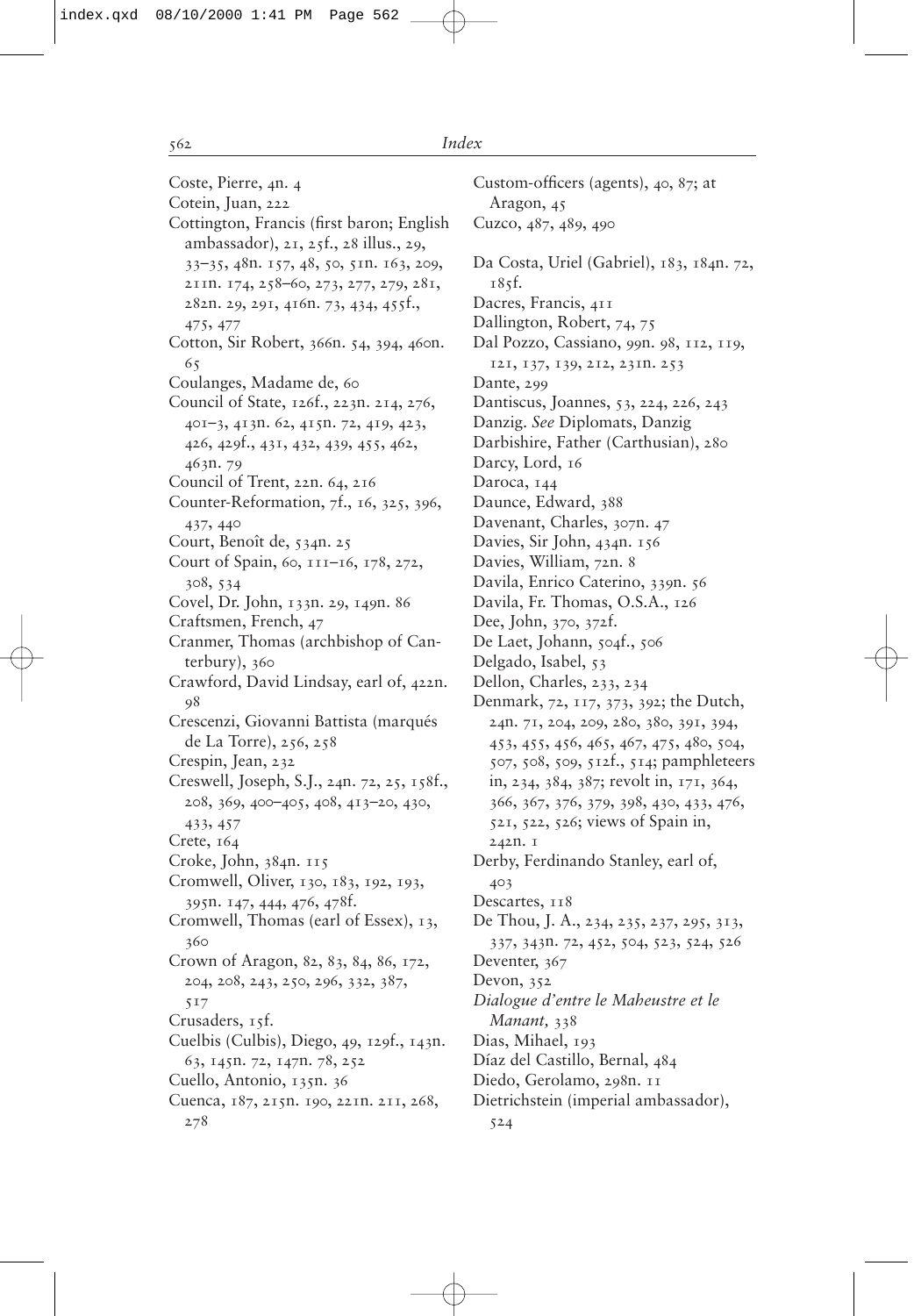Coste, Pierre, 4n. 4
Cotein, Juan, 222
Cottington, Francis (first baron; English ambassador), 21, 25f., 28 illus., 29, 33–35, 48n. 157, 48, 50, 51n. 163, 209, 211n. 174, 258–60, 273, 277, 279, 281, 282n. 29, 291, 416n. 73, 434, 455f., 475, 477
Cotton, Sir Robert, 366n. 54, 394, 460n. 65
Coulanges, Madame de, 60
Council of State, 126f., 223n. 214, 276, 401–3, 413n. 62, 415n. 72, 419, 423, 426, 429f., 431, 432, 439, 455, 462, 463n. 79
Council of Trent, 22n. 64, 216
Counter-Reformation, 7f., 16, 325, 396, 437, 440
Court, Benoît de, 534n. 25
Court of Spain, 60, 111–16, 178, 272, 308, 534
Covel, Dr. John, 133n. 29, 149n. 86
Craftsmen, French, 47
Cranmer, Thomas (archbishop of Canterbury), 360
Crawford, David Lindsay, earl of, 422n. 98
Crescenzi, Giovanni Battista (marqués de La Torre), 256, 258
Crespin, Jean, 232
Creswell, Joseph, S.J., 24n. 72, 25, 158f., 208, 369, 400–405, 408, 413–20, 430, 433, 457
Crete, 164
Croke, John, 384n. 115
Cromwell, Oliver, 130, 183, 192, 193, 395n. 147, 444, 476, 478f.
Cromwell, Thomas (earl of Essex), 13, 360
Crown of Aragon, 82, 83, 84, 86, 172, 204, 208, 243, 250, 296, 332, 387, 517
Crusaders, 15f.
Cuelbis (Culbis), Diego, 49, 129f., 143n. 63, 145n. 72, 147n. 78, 252
Cuello, Antonio, 135n. 36
Cuenca, 187, 215n. 190, 221n. 211, 268, 278
Custom-officers (agents), 40, 87; at Aragon, 45
Cuzco, 487, 489, 490

Da Costa, Uriel (Gabriel), 183, 184n. 72, 185f.
Dacres, Francis, 411
Dallington, Robert, 74, 75
Dal Pozzo, Cassiano, 99n. 98, 112, 119, 121, 137, 139, 212, 231n. 253
Dante, 299
Dantiscus, Joannes, 53, 224, 226, 243
Danzig. *See* Diplomats, Danzig
Darbishire, Father (Carthusian), 280
Darcy, Lord, 16
Daroca, 144
Daunce, Edward, 388
Davenant, Charles, 307n. 47
Davies, Sir John, 434n. 156
Davies, William, 72n. 8
Davila, Enrico Caterino, 339n. 56
Davila, Fr. Thomas, O.S.A., 126
Dee, John, 370, 372f.
De Laet, Johann, 504f., 506
Delgado, Isabel, 53
Dellon, Charles, 233, 234
Denmark, 72, 117, 373, 392; the Dutch, 24n. 71, 204, 209, 280, 380, 391, 394, 453, 455, 456, 465, 467, 475, 480, 504, 507, 508, 509, 512f., 514; pamphleteers in, 234, 384, 387; revolt in, 171, 364, 366, 367, 376, 379, 398, 430, 433, 476, 521, 522, 526; views of Spain in, 242n. 1
Derby, Ferdinando Stanley, earl of, 403
Descartes, 118
De Thou, J. A., 234, 235, 237, 295, 313, 337, 343n. 72, 452, 504, 523, 524, 526
Deventer, 367
Devon, 352
*Dialogue d'entre le Maheustre et le Manant,* 338
Dias, Mihael, 193
Díaz del Castillo, Bernal, 484
Diedo, Gerolamo, 298n. 11
Dietrichstein (imperial ambassador), 524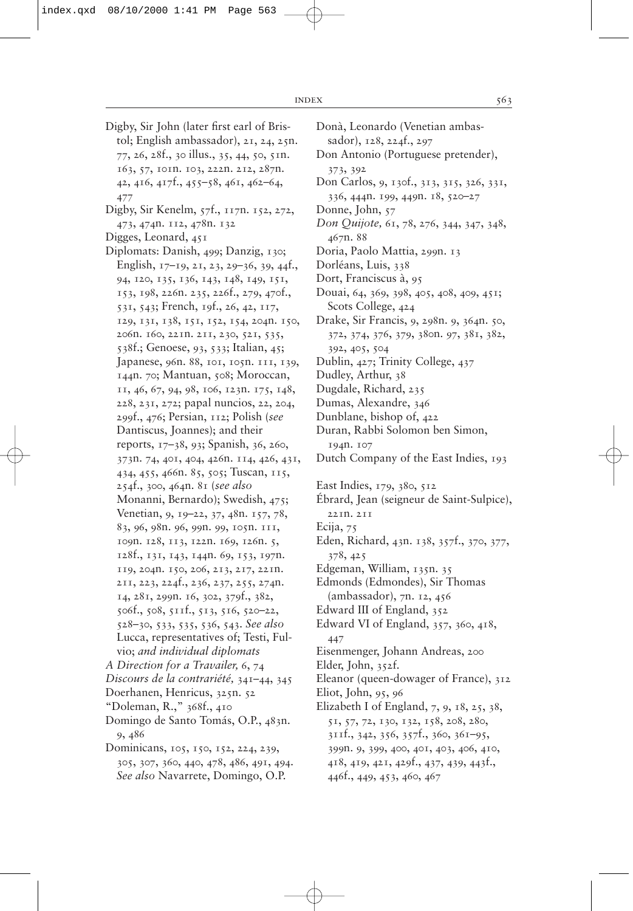Digby, Sir John (later first earl of Bristol; English ambassador), 21, 24, 25n. 77, 26, 28f., 30 illus., 35, 44, 50, 51n. 163, 57, 101n. 103, 222n. 212, 287n. 42, 416, 417f., 455–58, 461, 462–64, 477

Digby, Sir Kenelm, 57f., 117n. 152, 272, 473, 474n. 112, 478n. 132

Digges, Leonard, 451

Diplomats: Danish, 499; Danzig, 130; English, 17–19, 21, 23, 29–36, 39, 44f., 94, 120, 135, 136, 143, 148, 149, 151, 153, 198, 226n. 235, 226f., 279, 470f., 531, 543; French, 19f., 26, 42, 117, 129, 131, 138, 151, 152, 154, 204n. 150, 206n. 160, 221n. 211, 230, 521, 535, 538f.; Genoese, 93, 533; Italian, 45; Japanese, 96n. 88, 101, 105n. 111, 139, 144n. 70; Mantuan, 508; Moroccan, 11, 46, 67, 94, 98, 106, 123n. 175, 148, 228, 231, 272; papal nuncios, 22, 204, 299f., 476; Persian, 112; Polish (*see* Dantiscus, Joannes); and their reports, 17–38, 93; Spanish, 36, 260, 373n. 74, 401, 404, 426n. 114, 426, 431, 434, 455, 466n. 85, 505; Tuscan, 115, 254f., 300, 464n. 81 (*see also* Monanni, Bernardo); Swedish, 475; Venetian, 9, 19–22, 37, 48n. 157, 78, 83, 96, 98n. 96, 99n. 99, 105n. 111, 109n. 128, 113, 122n. 169, 126n. 5, 128f., 131, 143, 144n. 69, 153, 197n. 119, 204n. 150, 206, 213, 217, 221n. 211, 223, 224f., 236, 237, 255, 274n. 14, 281, 299n. 16, 302, 379f., 382, 506f., 508, 511f., 513, 516, 520–22, 528–30, 533, 535, 536, 543. *See also* Lucca, representatives of; Testi, Fulvio; *and individual diplomats*

*A Direction for a Travailer,* 6, 74

*Discours de la contrariété,* 341–44, 345

Doerhanen, Henricus, 325n. 52

"Doleman, R.," 368f., 410

Domingo de Santo Tomás, O.P., 483n. 9, 486

Dominicans, 105, 150, 152, 224, 239, 305, 307, 360, 440, 478, 486, 491, 494. *See also* Navarrete, Domingo, O.P.

Donà, Leonardo (Venetian ambassador), 128, 224f., 297

Don Antonio (Portuguese pretender), 373, 392

Don Carlos, 9, 130f., 313, 315, 326, 331, 336, 444n. 199, 449n. 18, 520–27

Donne, John, 57

*Don Quijote,* 61, 78, 276, 344, 347, 348, 467n. 88

Doria, Paolo Mattia, 299n. 13

Dorléans, Luis, 338

Dort, Franciscus à, 95

Douai, 64, 369, 398, 405, 408, 409, 451; Scots College, 424

Drake, Sir Francis, 9, 298n. 9, 364n. 50, 372, 374, 376, 379, 380n. 97, 381, 382, 392, 405, 504

Dublin, 427; Trinity College, 437

Dudley, Arthur, 38

Dugdale, Richard, 235

Dumas, Alexandre, 346

Dunblane, bishop of, 422

Duran, Rabbi Solomon ben Simon, 194n. 107

Dutch Company of the East Indies, 193

East Indies, 179, 380, 512

Ébrard, Jean (seigneur de Saint-Sulpice), 221n. 211

Ecija, 75

Eden, Richard, 43n. 138, 357f., 370, 377, 378, 425

Edgeman, William, 135n. 35

Edmonds (Edmondes), Sir Thomas (ambassador), 7n. 12, 456

Edward III of England, 352

Edward VI of England, 357, 360, 418, 447

Eisenmenger, Johann Andreas, 200

Elder, John, 352f.

Eleanor (queen-dowager of France), 312

Eliot, John, 95, 96

Elizabeth I of England, 7, 9, 18, 25, 38, 51, 57, 72, 130, 132, 158, 208, 280, 311f., 342, 356, 357f., 360, 361–95, 399n. 9, 399, 400, 401, 403, 406, 410, 418, 419, 421, 429f., 437, 439, 443f., 446f., 449, 453, 460, 467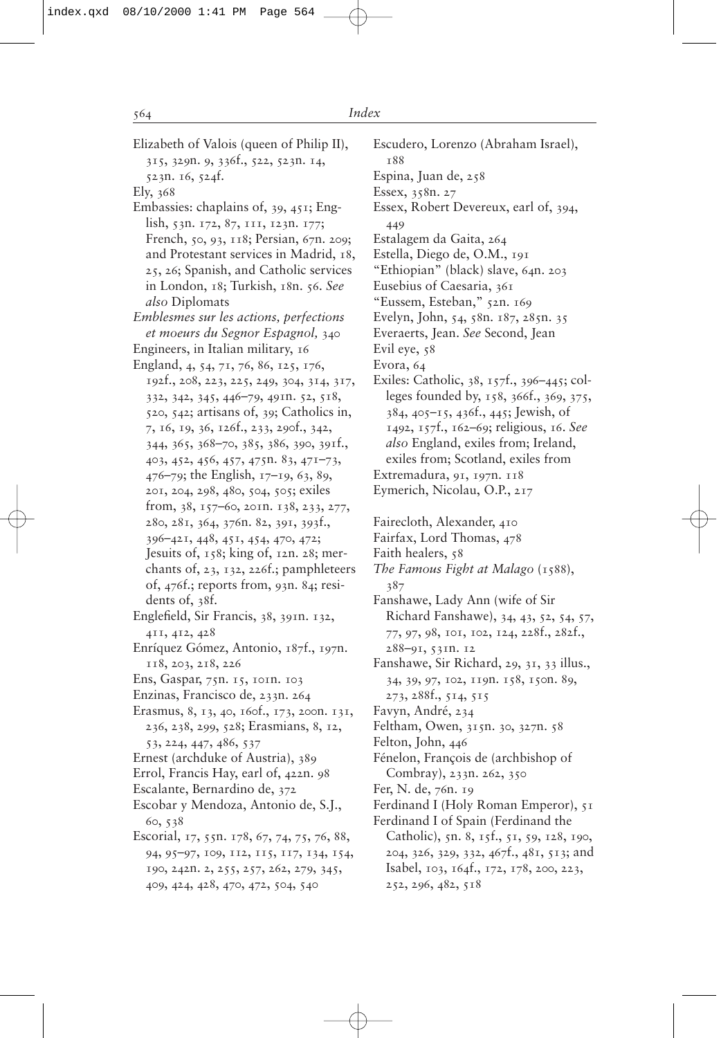Elizabeth of Valois (queen of Philip II), 315, 329n. 9, 336f., 522, 523n. 14, 523n. 16, 524f.

Ely, 368

Embassies: chaplains of, 39, 451; English, 53n. 172, 87, 111, 123n. 177; French, 50, 93, 118; Persian, 67n. 209; and Protestant services in Madrid, 18, 25, 26; Spanish, and Catholic services in London, 18; Turkish, 18n. 56. *See also* Diplomats

*Emblesmes sur les actions, perfections et moeurs du Segnor Espagnol,* 340

Engineers, in Italian military, 16

England, 4, 54, 71, 76, 86, 125, 176, 192f., 208, 223, 225, 249, 304, 314, 317, 332, 342, 345, 446–79, 491n. 52, 518, 520, 542; artisans of, 39; Catholics in, 7, 16, 19, 36, 126f., 233, 290f., 342, 344, 365, 368–70, 385, 386, 390, 391f., 403, 452, 456, 457, 475n. 83, 471–73, 476–79; the English, 17–19, 63, 89, 201, 204, 298, 480, 504, 505; exiles from, 38, 157–60, 201n. 138, 233, 277, 280, 281, 364, 376n. 82, 391, 393f., 396–421, 448, 451, 454, 470, 472; Jesuits of, 158; king of, 12n. 28; merchants of, 23, 132, 226f.; pamphleteers of, 476f.; reports from, 93n. 84; residents of, 38f.

Englefield, Sir Francis, 38, 391n. 132, 411, 412, 428

Enríquez Gómez, Antonio, 187f., 197n. 118, 203, 218, 226

Ens, Gaspar, 75n. 15, 101n. 103

Enzinas, Francisco de, 233n. 264

Erasmus, 8, 13, 40, 160f., 173, 200n. 131, 236, 238, 299, 528; Erasmians, 8, 12, 53, 224, 447, 486, 537

Ernest (archduke of Austria), 389

Errol, Francis Hay, earl of, 422n. 98

Escalante, Bernardino de, 372

Escobar y Mendoza, Antonio de, S.J., 60, 538

Escorial, 17, 55n. 178, 67, 74, 75, 76, 88, 94, 95–97, 109, 112, 115, 117, 134, 154, 190, 242n. 2, 255, 257, 262, 279, 345, 409, 424, 428, 470, 472, 504, 540

Escudero, Lorenzo (Abraham Israel), 188

Espina, Juan de, 258

Essex, 358n. 27

Essex, Robert Devereux, earl of, 394, 449

Estalagem da Gaita, 264

Estella, Diego de, O.M., 191

"Ethiopian" (black) slave, 64n. 203

Eusebius of Caesaria, 361

"Eussem, Esteban," 52n. 169

Evelyn, John, 54, 58n. 187, 285n. 35

Everaerts, Jean. *See* Second, Jean

Evil eye, 58

Evora, 64

Exiles: Catholic, 38, 157f., 396–445; colleges founded by, 158, 366f., 369, 375, 384, 405–15, 436f., 445; Jewish, of 1492, 157f., 162–69; religious, 16. *See also* England, exiles from; Ireland, exiles from; Scotland, exiles from

Extremadura, 91, 197n. 118

Eymerich, Nicolau, O.P., 217

Fairecloth, Alexander, 410

Fairfax, Lord Thomas, 478

Faith healers, 58

*The Famous Fight at Malago* (1588), 387

Fanshawe, Lady Ann (wife of Sir Richard Fanshawe), 34, 43, 52, 54, 57, 77, 97, 98, 101, 102, 124, 228f., 282f., 288–91, 531n. 12

Fanshawe, Sir Richard, 29, 31, 33 illus., 34, 39, 97, 102, 119n. 158, 150n. 89, 273, 288f., 514, 515

Favyn, André, 234

Feltham, Owen, 315n. 30, 327n. 58

Felton, John, 446

Fénelon, François de (archbishop of Combray), 233n. 262, 350

Fer, N. de, 76n. 19

Ferdinand I (Holy Roman Emperor), 51

Ferdinand I of Spain (Ferdinand the Catholic), 5n. 8, 15f., 51, 59, 128, 190, 204, 326, 329, 332, 467f., 481, 513; and Isabel, 103, 164f., 172, 178, 200, 223, 252, 296, 482, 518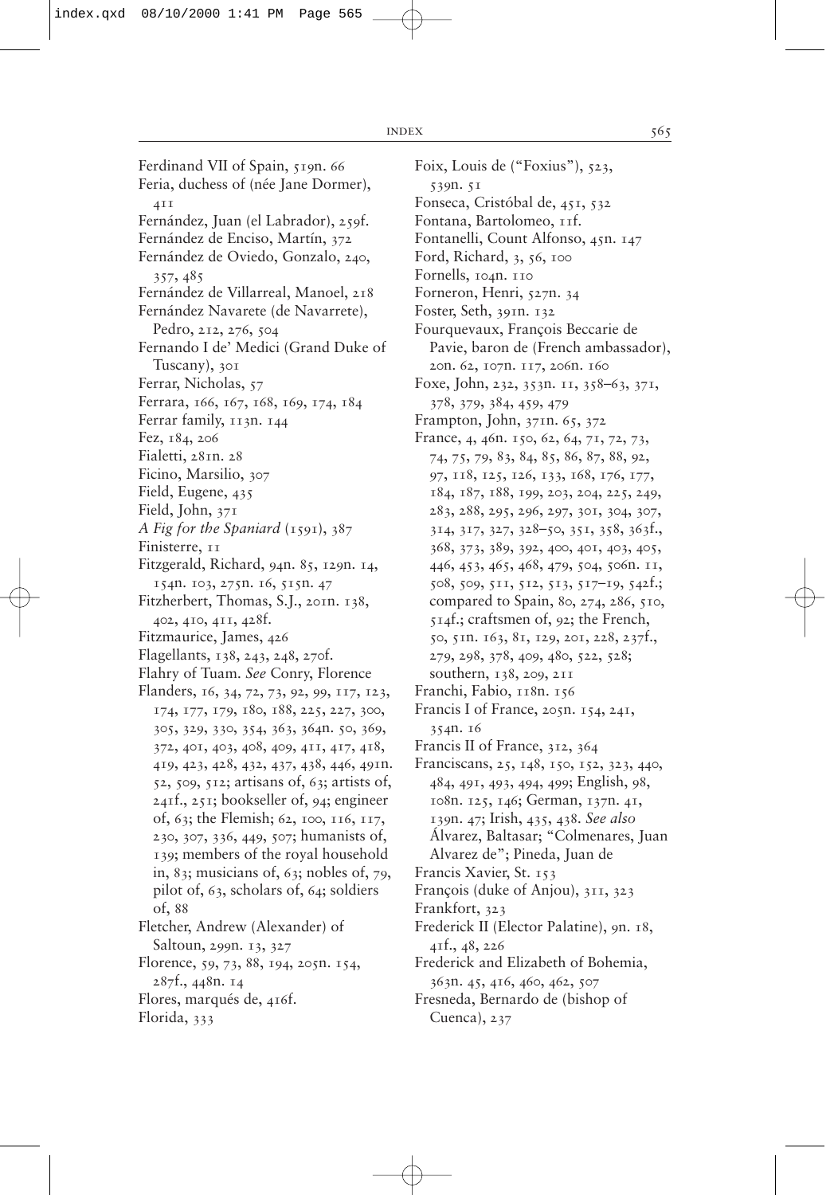Ferdinand VII of Spain, 519n. 66
Feria, duchess of (née Jane Dormer), 411
Fernández, Juan (el Labrador), 259f.
Fernández de Enciso, Martín, 372
Fernández de Oviedo, Gonzalo, 240, 357, 485
Fernández de Villarreal, Manoel, 218
Fernández Navarete (de Navarrete), Pedro, 212, 276, 504
Fernando I de' Medici (Grand Duke of Tuscany), 301
Ferrar, Nicholas, 57
Ferrara, 166, 167, 168, 169, 174, 184
Ferrar family, 113n. 144
Fez, 184, 206
Fialetti, 281n. 28
Ficino, Marsilio, 307
Field, Eugene, 435
Field, John, 371
*A Fig for the Spaniard* (1591), 387
Finisterre, 11
Fitzgerald, Richard, 94n. 85, 129n. 14, 154n. 103, 275n. 16, 515n. 47
Fitzherbert, Thomas, S.J., 201n. 138, 402, 410, 411, 428f.
Fitzmaurice, James, 426
Flagellants, 138, 243, 248, 270f.
Flahry of Tuam. *See* Conry, Florence
Flanders, 16, 34, 72, 73, 92, 99, 117, 123, 174, 177, 179, 180, 188, 225, 227, 300, 305, 329, 330, 354, 363, 364n. 50, 369, 372, 401, 403, 408, 409, 411, 417, 418, 419, 423, 428, 432, 437, 438, 446, 491n. 52, 509, 512; artisans of, 63; artists of, 241f., 251; bookseller of, 94; engineer of, 63; the Flemish; 62, 100, 116, 117, 230, 307, 336, 449, 507; humanists of, 139; members of the royal household in, 83; musicians of, 63; nobles of, 79, pilot of, 63, scholars of, 64; soldiers of, 88
Fletcher, Andrew (Alexander) of Saltoun, 299n. 13, 327
Florence, 59, 73, 88, 194, 205n. 154, 287f., 448n. 14
Flores, marqués de, 416f.
Florida, 333
Foix, Louis de ("Foxius"), 523, 539n. 51
Fonseca, Cristóbal de, 451, 532
Fontana, Bartolomeo, 11f.
Fontanelli, Count Alfonso, 45n. 147
Ford, Richard, 3, 56, 100
Fornells, 104n. 110
Forneron, Henri, 527n. 34
Foster, Seth, 391n. 132
Fourquevaux, François Beccarie de Pavie, baron de (French ambassador), 20n. 62, 107n. 117, 206n. 160
Foxe, John, 232, 353n. 11, 358–63, 371, 378, 379, 384, 459, 479
Frampton, John, 371n. 65, 372
France, 4, 46n. 150, 62, 64, 71, 72, 73, 74, 75, 79, 83, 84, 85, 86, 87, 88, 92, 97, 118, 125, 126, 133, 168, 176, 177, 184, 187, 188, 199, 203, 204, 225, 249, 283, 288, 295, 296, 297, 301, 304, 307, 314, 317, 327, 328–50, 351, 358, 363f., 368, 373, 389, 392, 400, 401, 403, 405, 446, 453, 465, 468, 479, 504, 506n. 11, 508, 509, 511, 512, 513, 517–19, 542f.; compared to Spain, 80, 274, 286, 510, 514f.; craftsmen of, 92; the French, 50, 51n. 163, 81, 129, 201, 228, 237f., 279, 298, 378, 409, 480, 522, 528; southern, 138, 209, 211
Franchi, Fabio, 118n. 156
Francis I of France, 205n. 154, 241, 354n. 16
Francis II of France, 312, 364
Franciscans, 25, 148, 150, 152, 323, 440, 484, 491, 493, 494, 499; English, 98, 108n. 125, 146; German, 137n. 41, 139n. 47; Irish, 435, 438. *See also* Álvarez, Baltasar; "Colmenares, Juan Alvarez de"; Pineda, Juan de
Francis Xavier, St. 153
François (duke of Anjou), 311, 323
Frankfort, 323
Frederick II (Elector Palatine), 9n. 18, 41f., 48, 226
Frederick and Elizabeth of Bohemia, 363n. 45, 416, 460, 462, 507
Fresneda, Bernardo de (bishop of Cuenca), 237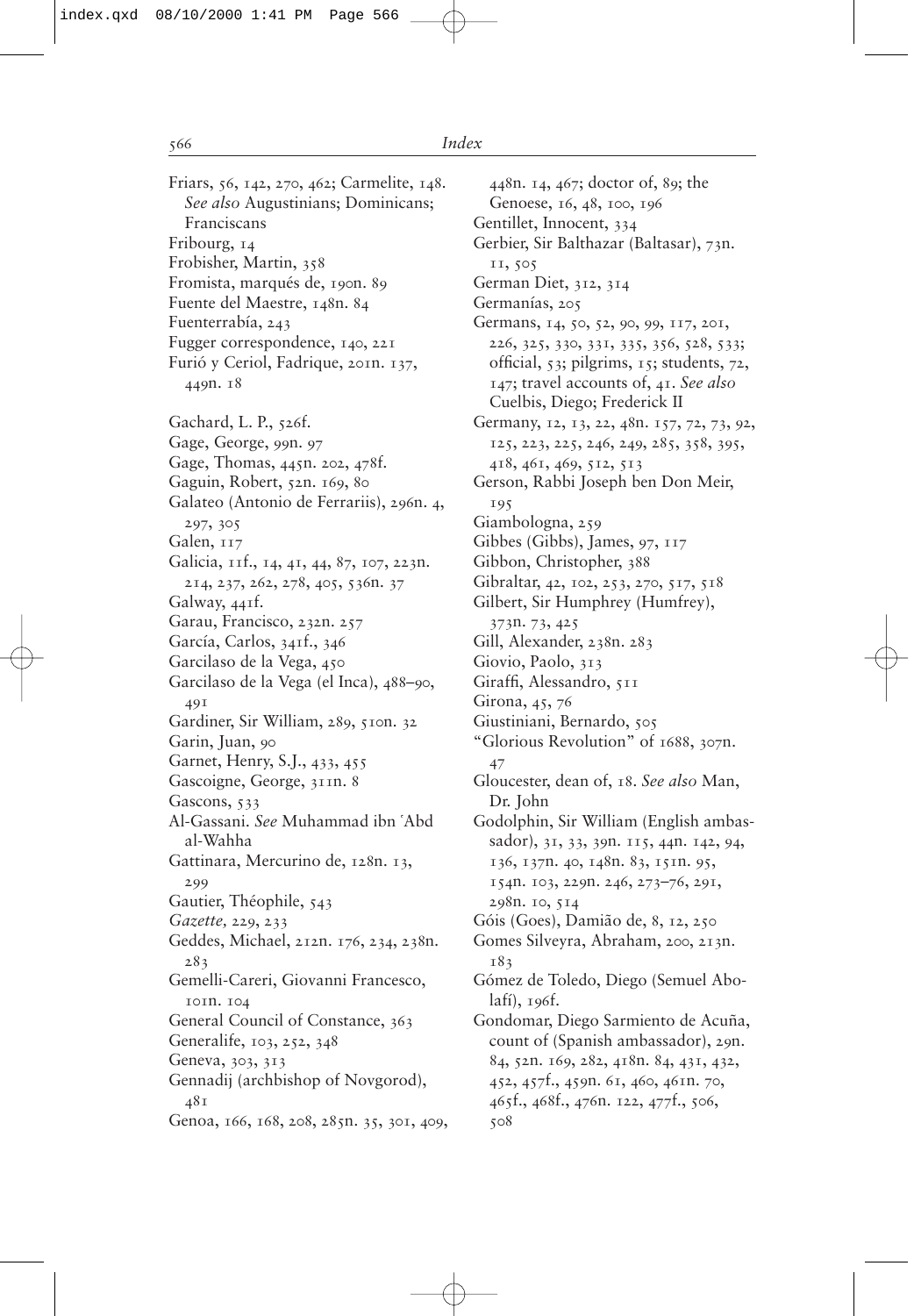Friars, 56, 142, 270, 462; Carmelite, 148. *See also* Augustinians; Dominicans; Franciscans
Fribourg, 14
Frobisher, Martin, 358
Fromista, marqués de, 190n. 89
Fuente del Maestre, 148n. 84
Fuenterrabía, 243
Fugger correspondence, 140, 221
Furió y Ceriol, Fadrique, 201n. 137, 449n. 18

Gachard, L. P., 526f.
Gage, George, 99n. 97
Gage, Thomas, 445n. 202, 478f.
Gaguin, Robert, 52n. 169, 80
Galateo (Antonio de Ferrariis), 296n. 4, 297, 305
Galen, 117
Galicia, 11f., 14, 41, 44, 87, 107, 223n. 214, 237, 262, 278, 405, 536n. 37
Galway, 441f.
Garau, Francisco, 232n. 257
García, Carlos, 341f., 346
Garcilaso de la Vega, 450
Garcilaso de la Vega (el Inca), 488–90, 491
Gardiner, Sir William, 289, 510n. 32
Garin, Juan, 90
Garnet, Henry, S.J., 433, 455
Gascoigne, George, 311n. 8
Gascons, 533
Al-Gassani. *See* Muhammad ibn ʿAbd al-Wahha
Gattinara, Mercurino de, 128n. 13, 299
Gautier, Théophile, 543
*Gazette,* 229, 233
Geddes, Michael, 212n. 176, 234, 238n. 283
Gemelli-Careri, Giovanni Francesco, 101n. 104
General Council of Constance, 363
Generalife, 103, 252, 348
Geneva, 303, 313
Gennadij (archbishop of Novgorod), 481
Genoa, 166, 168, 208, 285n. 35, 301, 409, 448n. 14, 467; doctor of, 89; the Genoese, 16, 48, 100, 196
Gentillet, Innocent, 334
Gerbier, Sir Balthazar (Baltasar), 73n. 11, 505
German Diet, 312, 314
Germanías, 205
Germans, 14, 50, 52, 90, 99, 117, 201, 226, 325, 330, 331, 335, 356, 528, 533; official, 53; pilgrims, 15; students, 72, 147; travel accounts of, 41. *See also* Cuelbis, Diego; Frederick II
Germany, 12, 13, 22, 48n. 157, 72, 73, 92, 125, 223, 225, 246, 249, 285, 358, 395, 418, 461, 469, 512, 513
Gerson, Rabbi Joseph ben Don Meir, 195
Giambologna, 259
Gibbes (Gibbs), James, 97, 117
Gibbon, Christopher, 388
Gibraltar, 42, 102, 253, 270, 517, 518
Gilbert, Sir Humphrey (Humfrey), 373n. 73, 425
Gill, Alexander, 238n. 283
Giovio, Paolo, 313
Giraffi, Alessandro, 511
Girona, 45, 76
Giustiniani, Bernardo, 505
"Glorious Revolution" of 1688, 307n. 47
Gloucester, dean of, 18. *See also* Man, Dr. John
Godolphin, Sir William (English ambassador), 31, 33, 39n. 115, 44n. 142, 94, 136, 137n. 40, 148n. 83, 151n. 95, 154n. 103, 229n. 246, 273–76, 291, 298n. 10, 514
Góis (Goes), Damião de, 8, 12, 250
Gomes Silveyra, Abraham, 200, 213n. 183
Gómez de Toledo, Diego (Semuel Abolafí), 196f.
Gondomar, Diego Sarmiento de Acuña, count of (Spanish ambassador), 29n. 84, 52n. 169, 282, 418n. 84, 431, 432, 452, 457f., 459n. 61, 460, 461n. 70, 465f., 468f., 476n. 122, 477f., 506, 508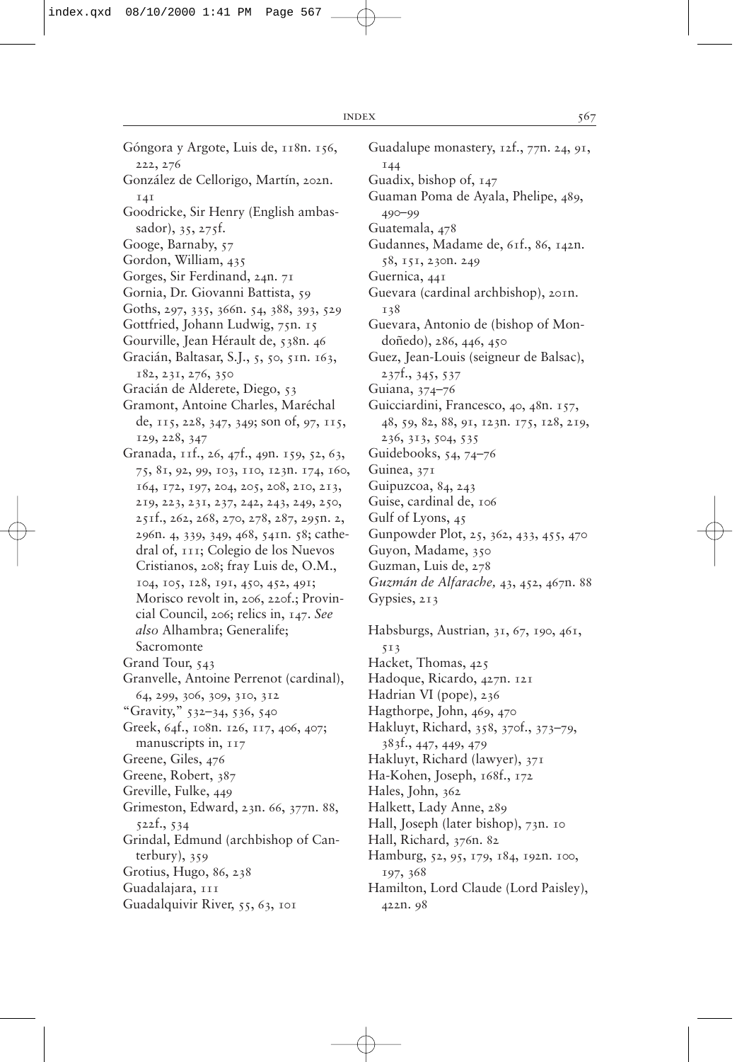Góngora y Argote, Luis de, 118n. 156, 222, 276
González de Cellorigo, Martín, 202n. 141
Goodricke, Sir Henry (English ambassador), 35, 275f.
Googe, Barnaby, 57
Gordon, William, 435
Gorges, Sir Ferdinand, 24n. 71
Gornia, Dr. Giovanni Battista, 59
Goths, 297, 335, 366n. 54, 388, 393, 529
Gottfried, Johann Ludwig, 75n. 15
Gourville, Jean Hérault de, 538n. 46
Gracián, Baltasar, S.J., 5, 50, 51n. 163, 182, 231, 276, 350
Gracián de Alderete, Diego, 53
Gramont, Antoine Charles, Maréchal de, 115, 228, 347, 349; son of, 97, 115, 129, 228, 347
Granada, 11f., 26, 47f., 49n. 159, 52, 63, 75, 81, 92, 99, 103, 110, 123n. 174, 160, 164, 172, 197, 204, 205, 208, 210, 213, 219, 223, 231, 237, 242, 243, 249, 250, 251f., 262, 268, 270, 278, 287, 295n. 2, 296n. 4, 339, 349, 468, 541n. 58; cathedral of, 111; Colegio de los Nuevos Cristianos, 208; fray Luis de, O.M., 104, 105, 128, 191, 450, 452, 491; Morisco revolt in, 206, 220f.; Provincial Council, 206; relics in, 147. *See also* Alhambra; Generalife; Sacromonte
Grand Tour, 543
Granvelle, Antoine Perrenot (cardinal), 64, 299, 306, 309, 310, 312
"Gravity," 532–34, 536, 540
Greek, 64f., 108n. 126, 117, 406, 407; manuscripts in, 117
Greene, Giles, 476
Greene, Robert, 387
Greville, Fulke, 449
Grimeston, Edward, 23n. 66, 377n. 88, 522f., 534
Grindal, Edmund (archbishop of Canterbury), 359
Grotius, Hugo, 86, 238
Guadalajara, 111
Guadalquivir River, 55, 63, 101
Guadalupe monastery, 12f., 77n. 24, 91, 144
Guadix, bishop of, 147
Guaman Poma de Ayala, Phelipe, 489, 490–99
Guatemala, 478
Gudannes, Madame de, 61f., 86, 142n. 58, 151, 230n. 249
Guernica, 441
Guevara (cardinal archbishop), 201n. 138
Guevara, Antonio de (bishop of Mondoñedo), 286, 446, 450
Guez, Jean-Louis (seigneur de Balsac), 237f., 345, 537
Guiana, 374–76
Guicciardini, Francesco, 40, 48n. 157, 48, 59, 82, 88, 91, 123n. 175, 128, 219, 236, 313, 504, 535
Guidebooks, 54, 74–76
Guinea, 371
Guipuzcoa, 84, 243
Guise, cardinal de, 106
Gulf of Lyons, 45
Gunpowder Plot, 25, 362, 433, 455, 470
Guyon, Madame, 350
Guzman, Luis de, 278
*Guzmán de Alfarache,* 43, 452, 467n. 88
Gypsies, 213

Habsburgs, Austrian, 31, 67, 190, 461, 513
Hacket, Thomas, 425
Hadoque, Ricardo, 427n. 121
Hadrian VI (pope), 236
Hagthorpe, John, 469, 470
Hakluyt, Richard, 358, 370f., 373–79, 383f., 447, 449, 479
Hakluyt, Richard (lawyer), 371
Ha-Kohen, Joseph, 168f., 172
Hales, John, 362
Halkett, Lady Anne, 289
Hall, Joseph (later bishop), 73n. 10
Hall, Richard, 376n. 82
Hamburg, 52, 95, 179, 184, 192n. 100, 197, 368
Hamilton, Lord Claude (Lord Paisley), 422n. 98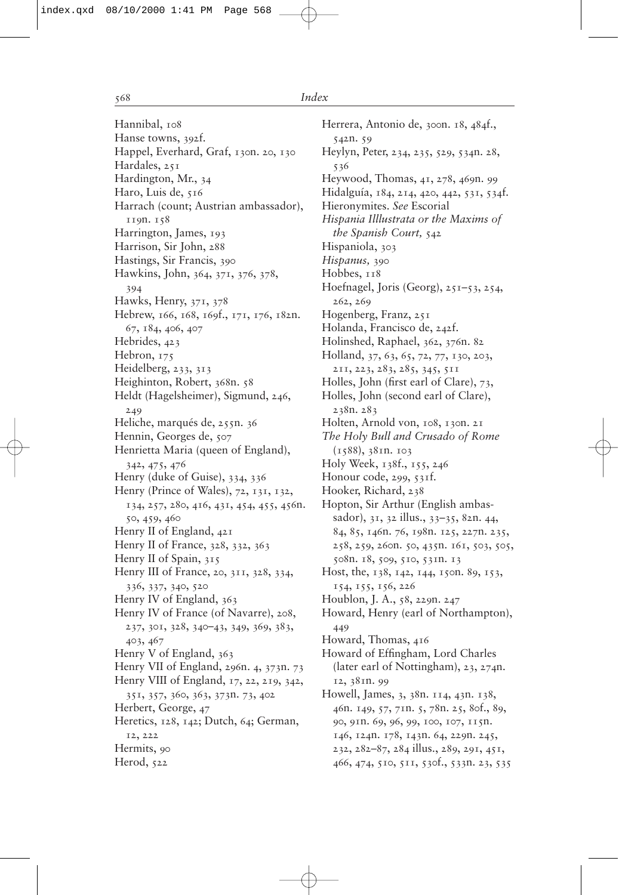Hannibal, 108
Hanse towns, 392f.
Happel, Everhard, Graf, 130n. 20, 130
Hardales, 251
Hardington, Mr., 34
Haro, Luis de, 516
Harrach (count; Austrian ambassador), 119n. 158
Harrington, James, 193
Harrison, Sir John, 288
Hastings, Sir Francis, 390
Hawkins, John, 364, 371, 376, 378, 394
Hawks, Henry, 371, 378
Hebrew, 166, 168, 169f., 171, 176, 182n. 67, 184, 406, 407
Hebrides, 423
Hebron, 175
Heidelberg, 233, 313
Heighinton, Robert, 368n. 58
Heldt (Hagelsheimer), Sigmund, 246, 249
Heliche, marqués de, 255n. 36
Hennin, Georges de, 507
Henrietta Maria (queen of England), 342, 475, 476
Henry (duke of Guise), 334, 336
Henry (Prince of Wales), 72, 131, 132, 134, 257, 280, 416, 431, 454, 455, 456n. 50, 459, 460
Henry II of England, 421
Henry II of France, 328, 332, 363
Henry II of Spain, 315
Henry III of France, 20, 311, 328, 334, 336, 337, 340, 520
Henry IV of England, 363
Henry IV of France (of Navarre), 208, 237, 301, 328, 340–43, 349, 369, 383, 403, 467
Henry V of England, 363
Henry VII of England, 296n. 4, 373n. 73
Henry VIII of England, 17, 22, 219, 342, 351, 357, 360, 363, 373n. 73, 402
Herbert, George, 47
Heretics, 128, 142; Dutch, 64; German, 12, 222
Hermits, 90
Herod, 522
Herrera, Antonio de, 300n. 18, 484f., 542n. 59
Heylyn, Peter, 234, 235, 529, 534n. 28, 536
Heywood, Thomas, 41, 278, 469n. 99
Hidalguía, 184, 214, 420, 442, 531, 534f.
Hieronymites. *See* Escorial
*Hispania Illlustrata or the Maxims of the Spanish Court,* 542
Hispaniola, 303
*Hispanus,* 390
Hobbes, 118
Hoefnagel, Joris (Georg), 251–53, 254, 262, 269
Hogenberg, Franz, 251
Holanda, Francisco de, 242f.
Holinshed, Raphael, 362, 376n. 82
Holland, 37, 63, 65, 72, 77, 130, 203, 211, 223, 283, 285, 345, 511
Holles, John (first earl of Clare), 73,
Holles, John (second earl of Clare), 238n. 283
Holten, Arnold von, 108, 130n. 21
*The Holy Bull and Crusado of Rome* (1588), 381n. 103
Holy Week, 138f., 155, 246
Honour code, 299, 531f.
Hooker, Richard, 238
Hopton, Sir Arthur (English ambassador), 31, 32 illus., 33–35, 82n. 44, 84, 85, 146n. 76, 198n. 125, 227n. 235, 258, 259, 260n. 50, 435n. 161, 503, 505, 508n. 18, 509, 510, 531n. 13
Host, the, 138, 142, 144, 150n. 89, 153, 154, 155, 156, 226
Houblon, J. A., 58, 229n. 247
Howard, Henry (earl of Northampton), 449
Howard, Thomas, 416
Howard of Effingham, Lord Charles (later earl of Nottingham), 23, 274n. 12, 381n. 99
Howell, James, 3, 38n. 114, 43n. 138, 46n. 149, 57, 71n. 5, 78n. 25, 80f., 89, 90, 91n. 69, 96, 99, 100, 107, 115n. 146, 124n. 178, 143n. 64, 229n. 245, 232, 282–87, 284 illus., 289, 291, 451, 466, 474, 510, 511, 530f., 533n. 23, 535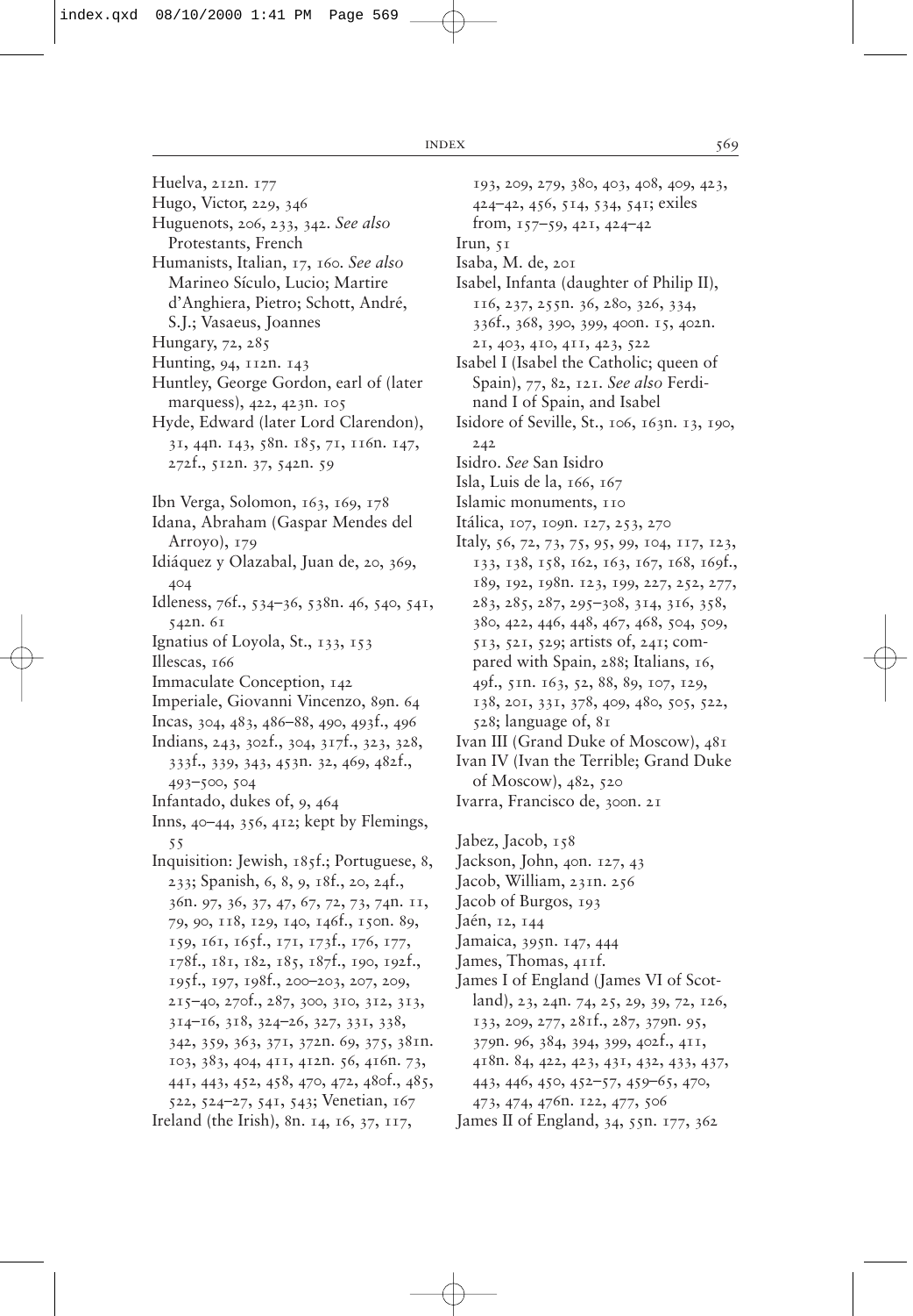Huelva, 212n. 177

Hugo, Victor, 229, 346

Huguenots, 206, 233, 342. *See also* Protestants, French

Humanists, Italian, 17, 160. *See also* Marineo Sículo, Lucio; Martire d'Anghiera, Pietro; Schott, André, S.J.; Vasaeus, Joannes

Hungary, 72, 285

Hunting, 94, 112n. 143

Huntley, George Gordon, earl of (later marquess), 422, 423n. 105

Hyde, Edward (later Lord Clarendon), 31, 44n. 143, 58n. 185, 71, 116n. 147, 272f., 512n. 37, 542n. 59

Ibn Verga, Solomon, 163, 169, 178

Idana, Abraham (Gaspar Mendes del Arroyo), 179

Idiáquez y Olazabal, Juan de, 20, 369, 404

Idleness, 76f., 534–36, 538n. 46, 540, 541, 542n. 61

Ignatius of Loyola, St., 133, 153

Illescas, 166

Immaculate Conception, 142

Imperiale, Giovanni Vincenzo, 89n. 64

Incas, 304, 483, 486–88, 490, 493f., 496

Indians, 243, 302f., 304, 317f., 323, 328, 333f., 339, 343, 453n. 32, 469, 482f., 493–500, 504

Infantado, dukes of, 9, 464

Inns, 40–44, 356, 412; kept by Flemings, 55

Inquisition: Jewish, 185f.; Portuguese, 8, 233; Spanish, 6, 8, 9, 18f., 20, 24f., 36n. 97, 36, 37, 47, 67, 72, 73, 74n. 11, 79, 90, 118, 129, 140, 146f., 150n. 89, 159, 161, 165f., 171, 173f., 176, 177, 178f., 181, 182, 185, 187f., 190, 192f., 195f., 197, 198f., 200–203, 207, 209, 215–40, 270f., 287, 300, 310, 312, 313, 314–16, 318, 324–26, 327, 331, 338, 342, 359, 363, 371, 372n. 69, 375, 381n. 103, 383, 404, 411, 412n. 56, 416n. 73, 441, 443, 452, 458, 470, 472, 480f., 485, 522, 524–27, 541, 543; Venetian, 167

Ireland (the Irish), 8n. 14, 16, 37, 117, 193, 209, 279, 380, 403, 408, 409, 423, 424–42, 456, 514, 534, 541; exiles from, 157–59, 421, 424–42

Irun, 51

Isaba, M. de, 201

Isabel, Infanta (daughter of Philip II), 116, 237, 255n. 36, 280, 326, 334, 336f., 368, 390, 399, 400n. 15, 402n. 21, 403, 410, 411, 423, 522

Isabel I (Isabel the Catholic; queen of Spain), 77, 82, 121. *See also* Ferdinand I of Spain, and Isabel

Isidore of Seville, St., 106, 163n. 13, 190, 242

Isidro. *See* San Isidro

Isla, Luis de la, 166, 167

Islamic monuments, 110

Itálica, 107, 109n. 127, 253, 270

Italy, 56, 72, 73, 75, 95, 99, 104, 117, 123, 133, 138, 158, 162, 163, 167, 168, 169f., 189, 192, 198n. 123, 199, 227, 252, 277, 283, 285, 287, 295–308, 314, 316, 358, 380, 422, 446, 448, 467, 468, 504, 509, 513, 521, 529; artists of, 241; compared with Spain, 288; Italians, 16, 49f., 51n. 163, 52, 88, 89, 107, 129, 138, 201, 331, 378, 409, 480, 505, 522, 528; language of, 81

Ivan III (Grand Duke of Moscow), 481

Ivan IV (Ivan the Terrible; Grand Duke of Moscow), 482, 520

Ivarra, Francisco de, 300n. 21

Jabez, Jacob, 158

Jackson, John, 40n. 127, 43

Jacob, William, 231n. 256

Jacob of Burgos, 193

Jaén, 12, 144

Jamaica, 395n. 147, 444

James, Thomas, 411f.

James I of England (James VI of Scotland), 23, 24n. 74, 25, 29, 39, 72, 126, 133, 209, 277, 281f., 287, 379n. 95, 379n. 96, 384, 394, 399, 402f., 411, 418n. 84, 422, 423, 431, 432, 433, 437, 443, 446, 450, 452–57, 459–65, 470, 473, 474, 476n. 122, 477, 506

James II of England, 34, 55n. 177, 362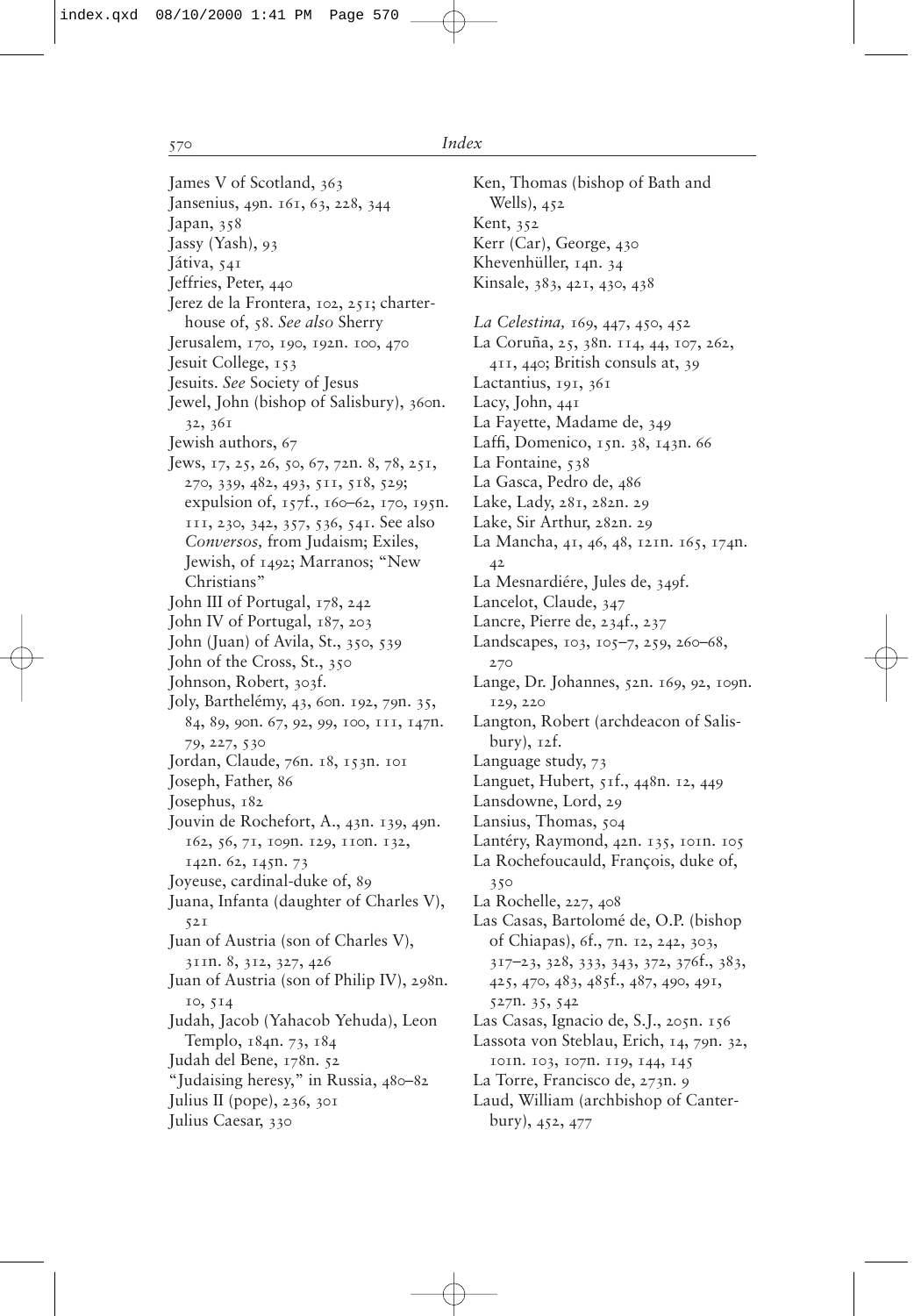James V of Scotland, 363
Jansenius, 49n. 161, 63, 228, 344
Japan, 358
Jassy (Yash), 93
Játiva, 541
Jeffries, Peter, 440
Jerez de la Frontera, 102, 251; charterhouse of, 58. *See also* Sherry
Jerusalem, 170, 190, 192n. 100, 470
Jesuit College, 153
Jesuits. *See* Society of Jesus
Jewel, John (bishop of Salisbury), 360n. 32, 361
Jewish authors, 67
Jews, 17, 25, 26, 50, 67, 72n. 8, 78, 251, 270, 339, 482, 493, 511, 518, 529; expulsion of, 157f., 160–62, 170, 195n. 111, 230, 342, 357, 536, 541. See also *Conversos,* from Judaism; Exiles, Jewish, of 1492; Marranos; "New Christians"
John III of Portugal, 178, 242
John IV of Portugal, 187, 203
John (Juan) of Avila, St., 350, 539
John of the Cross, St., 350
Johnson, Robert, 303f.
Joly, Barthelémy, 43, 60n. 192, 79n. 35, 84, 89, 90n. 67, 92, 99, 100, 111, 147n. 79, 227, 530
Jordan, Claude, 76n. 18, 153n. 101
Joseph, Father, 86
Josephus, 182
Jouvin de Rochefort, A., 43n. 139, 49n. 162, 56, 71, 109n. 129, 110n. 132, 142n. 62, 145n. 73
Joyeuse, cardinal-duke of, 89
Juana, Infanta (daughter of Charles V), 521
Juan of Austria (son of Charles V), 311n. 8, 312, 327, 426
Juan of Austria (son of Philip IV), 298n. 10, 514
Judah, Jacob (Yahacob Yehuda), Leon Templo, 184n. 73, 184
Judah del Bene, 178n. 52
"Judaising heresy," in Russia, 480–82
Julius II (pope), 236, 301
Julius Caesar, 330

Ken, Thomas (bishop of Bath and Wells), 452
Kent, 352
Kerr (Car), George, 430
Khevenhüller, 14n. 34
Kinsale, 383, 421, 430, 438

*La Celestina,* 169, 447, 450, 452
La Coruña, 25, 38n. 114, 44, 107, 262, 411, 440; British consuls at, 39
Lactantius, 191, 361
Lacy, John, 441
La Fayette, Madame de, 349
Laffi, Domenico, 15n. 38, 143n. 66
La Fontaine, 538
La Gasca, Pedro de, 486
Lake, Lady, 281, 282n. 29
Lake, Sir Arthur, 282n. 29
La Mancha, 41, 46, 48, 121n. 165, 174n. 42
La Mesnardiére, Jules de, 349f.
Lancelot, Claude, 347
Lancre, Pierre de, 234f., 237
Landscapes, 103, 105–7, 259, 260–68, 270
Lange, Dr. Johannes, 52n. 169, 92, 109n. 129, 220
Langton, Robert (archdeacon of Salisbury), 12f.
Language study, 73
Languet, Hubert, 51f., 448n. 12, 449
Lansdowne, Lord, 29
Lansius, Thomas, 504
Lantéry, Raymond, 42n. 135, 101n. 105
La Rochefoucauld, François, duke of, 350
La Rochelle, 227, 408
Las Casas, Bartolomé de, O.P. (bishop of Chiapas), 6f., 7n. 12, 242, 303, 317–23, 328, 333, 343, 372, 376f., 383, 425, 470, 483, 485f., 487, 490, 491, 527n. 35, 542
Las Casas, Ignacio de, S.J., 205n. 156
Lassota von Steblau, Erich, 14, 79n. 32, 101n. 103, 107n. 119, 144, 145
La Torre, Francisco de, 273n. 9
Laud, William (archbishop of Canterbury), 452, 477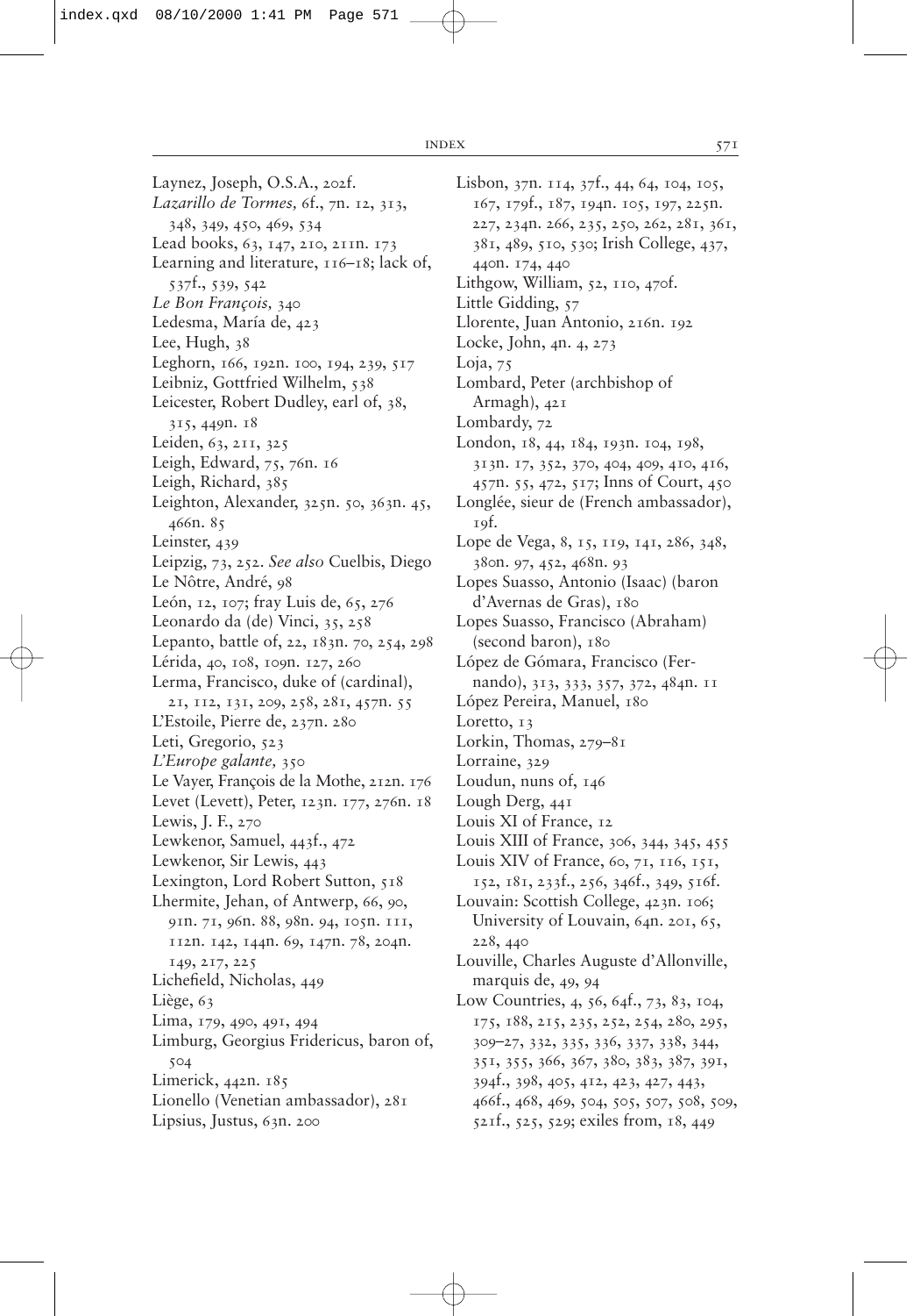Laynez, Joseph, O.S.A., 202f.
*Lazarillo de Tormes,* 6f., 7n. 12, 313, 348, 349, 450, 469, 534
Lead books, 63, 147, 210, 211n. 173
Learning and literature, 116–18; lack of, 537f., 539, 542
*Le Bon François,* 340
Ledesma, María de, 423
Lee, Hugh, 38
Leghorn, 166, 192n. 100, 194, 239, 517
Leibniz, Gottfried Wilhelm, 538
Leicester, Robert Dudley, earl of, 38, 315, 449n. 18
Leiden, 63, 211, 325
Leigh, Edward, 75, 76n. 16
Leigh, Richard, 385
Leighton, Alexander, 325n. 50, 363n. 45, 466n. 85
Leinster, 439
Leipzig, 73, 252. *See also* Cuelbis, Diego
Le Nôtre, André, 98
León, 12, 107; fray Luis de, 65, 276
Leonardo da (de) Vinci, 35, 258
Lepanto, battle of, 22, 183n. 70, 254, 298
Lérida, 40, 108, 109n. 127, 260
Lerma, Francisco, duke of (cardinal), 21, 112, 131, 209, 258, 281, 457n. 55
L'Estoile, Pierre de, 237n. 280
Leti, Gregorio, 523
*L'Europe galante,* 350
Le Vayer, François de la Mothe, 212n. 176
Levet (Levett), Peter, 123n. 177, 276n. 18
Lewis, J. F., 270
Lewkenor, Samuel, 443f., 472
Lewkenor, Sir Lewis, 443
Lexington, Lord Robert Sutton, 518
Lhermite, Jehan, of Antwerp, 66, 90, 91n. 71, 96n. 88, 98n. 94, 105n. 111, 112n. 142, 144n. 69, 147n. 78, 204n. 149, 217, 225
Lichefield, Nicholas, 449
Liège, 63
Lima, 179, 490, 491, 494
Limburg, Georgius Fridericus, baron of, 504
Limerick, 442n. 185
Lionello (Venetian ambassador), 281
Lipsius, Justus, 63n. 200
Lisbon, 37n. 114, 37f., 44, 64, 104, 105, 167, 179f., 187, 194n. 105, 197, 225n. 227, 234n. 266, 235, 250, 262, 281, 361, 381, 489, 510, 530; Irish College, 437, 440n. 174, 440
Lithgow, William, 52, 110, 470f.
Little Gidding, 57
Llorente, Juan Antonio, 216n. 192
Locke, John, 4n. 4, 273
Loja, 75
Lombard, Peter (archbishop of Armagh), 421
Lombardy, 72
London, 18, 44, 184, 193n. 104, 198, 313n. 17, 352, 370, 404, 409, 410, 416, 457n. 55, 472, 517; Inns of Court, 450
Longlée, sieur de (French ambassador), 19f.
Lope de Vega, 8, 15, 119, 141, 286, 348, 380n. 97, 452, 468n. 93
Lopes Suasso, Antonio (Isaac) (baron d'Avernas de Gras), 180
Lopes Suasso, Francisco (Abraham) (second baron), 180
López de Gómara, Francisco (Fernando), 313, 333, 357, 372, 484n. 11
López Pereira, Manuel, 180
Loretto, 13
Lorkin, Thomas, 279–81
Lorraine, 329
Loudun, nuns of, 146
Lough Derg, 441
Louis XI of France, 12
Louis XIII of France, 306, 344, 345, 455
Louis XIV of France, 60, 71, 116, 151, 152, 181, 233f., 256, 346f., 349, 516f.
Louvain: Scottish College, 423n. 106; University of Louvain, 64n. 201, 65, 228, 440
Louville, Charles Auguste d'Allonville, marquis de, 49, 94
Low Countries, 4, 56, 64f., 73, 83, 104, 175, 188, 215, 235, 252, 254, 280, 295, 309–27, 332, 335, 336, 337, 338, 344, 351, 355, 366, 367, 380, 383, 387, 391, 394f., 398, 405, 412, 423, 427, 443, 466f., 468, 469, 504, 505, 507, 508, 509, 521f., 525, 529; exiles from, 18, 449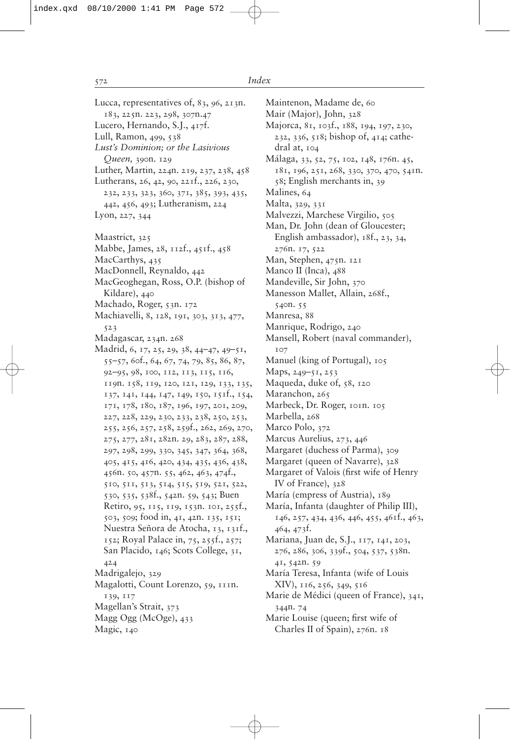Lucca, representatives of, 83, 96, 213n. 183, 225n. 223, 298, 307n.47

Lucero, Hernando, S.J., 417f.

Lull, Ramon, 499, 538

*Lust's Dominion; or the Lasivious Queen,* 390n. 129

Luther, Martin, 224n. 219, 237, 238, 458

Lutherans, 26, 42, 90, 221f., 226, 230, 232, 233, 323, 360, 371, 385, 393, 435, 442, 456, 493; Lutheranism, 224

Lyon, 227, 344

Maastrict, 325

Mabbe, James, 28, 112f., 451f., 458

MacCarthys, 435

MacDonnell, Reynaldo, 442

MacGeoghegan, Ross, O.P. (bishop of Kildare), 440

Machado, Roger, 53n. 172

Machiavelli, 8, 128, 191, 303, 313, 477, 523

Madagascar, 234n. 268

Madrid, 6, 17, 25, 29, 38, 44–47, 49–51, 55–57, 60f., 64, 67, 74, 79, 85, 86, 87, 92–95, 98, 100, 112, 113, 115, 116, 119n. 158, 119, 120, 121, 129, 133, 135, 137, 141, 144, 147, 149, 150, 151f., 154, 171, 178, 180, 187, 196, 197, 201, 209, 227, 228, 229, 230, 233, 238, 250, 253, 255, 256, 257, 258, 259f., 262, 269, 270, 275, 277, 281, 282n. 29, 283, 287, 288, 297, 298, 299, 330, 345, 347, 364, 368, 405, 415, 416, 420, 434, 435, 436, 438, 456n. 50, 457n. 55, 462, 463, 474f., 510, 511, 513, 514, 515, 519, 521, 522, 530, 535, 538f., 542n. 59, 543; Buen Retiro, 95, 115, 119, 153n. 101, 255f., 503, 509; food in, 41, 42n. 135, 151; Nuestra Señora de Atocha, 13, 131f., 152; Royal Palace in, 75, 255f., 257; San Placido, 146; Scots College, 31, 424

Madrigalejo, 329

Magalotti, Count Lorenzo, 59, 111n. 139, 117

Magellan's Strait, 373

Magg Ogg (McOge), 433

Magic, 140

Maintenon, Madame de, 60

Mair (Major), John, 328

Majorca, 81, 103f., 188, 194, 197, 230, 232, 336, 518; bishop of, 414; cathedral at, 104

Málaga, 33, 52, 75, 102, 148, 176n. 45, 181, 196, 251, 268, 330, 370, 470, 541n. 58; English merchants in, 39

Malines, 64

Malta, 329, 331

Malvezzi, Marchese Virgilio, 505

Man, Dr. John (dean of Gloucester; English ambassador), 18f., 23, 34, 276n. 17, 522

Man, Stephen, 475n. 121

Manco II (Inca), 488

Mandeville, Sir John, 370

Manesson Mallet, Allain, 268f., 540n. 55

Manresa, 88

Manrique, Rodrigo, 240

Mansell, Robert (naval commander), 107

Manuel (king of Portugal), 105

Maps, 249–51, 253

Maqueda, duke of, 58, 120

Maranchon, 265

Marbeck, Dr. Roger, 101n. 105

Marbella, 268

Marco Polo, 372

Marcus Aurelius, 273, 446

Margaret (duchess of Parma), 309

Margaret (queen of Navarre), 328

Margaret of Valois (first wife of Henry IV of France), 328

María (empress of Austria), 189

María, Infanta (daughter of Philip III), 146, 257, 434, 436, 446, 455, 461f., 463, 464, 473f.

Mariana, Juan de, S.J., 117, 141, 203, 276, 286, 306, 339f., 504, 537, 538n. 41, 542n. 59

María Teresa, Infanta (wife of Louis XIV), 116, 256, 349, 516

Marie de Médici (queen of France), 341, 344n. 74

Marie Louise (queen; first wife of Charles II of Spain), 276n. 18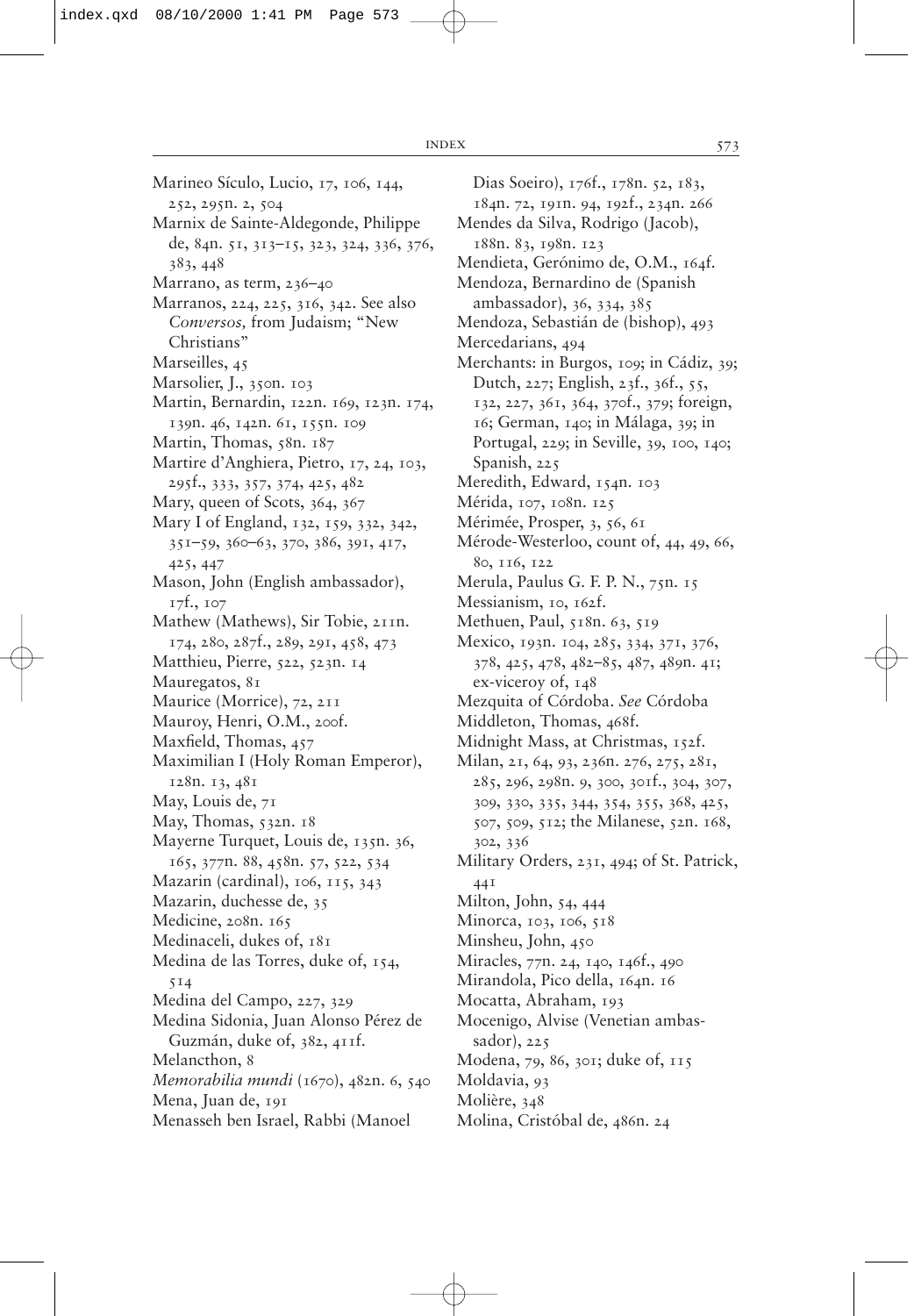Marineo Sículo, Lucio, 17, 106, 144, 252, 295n. 2, 504
Marnix de Sainte-Aldegonde, Philippe de, 84n. 51, 313–15, 323, 324, 336, 376, 383, 448
Marrano, as term, 236–40
Marranos, 224, 225, 316, 342. See also *Conversos,* from Judaism; "New Christians"
Marseilles, 45
Marsolier, J., 350n. 103
Martin, Bernardin, 122n. 169, 123n. 174, 139n. 46, 142n. 61, 155n. 109
Martin, Thomas, 58n. 187
Martire d'Anghiera, Pietro, 17, 24, 103, 295f., 333, 357, 374, 425, 482
Mary, queen of Scots, 364, 367
Mary I of England, 132, 159, 332, 342, 351–59, 360–63, 370, 386, 391, 417, 425, 447
Mason, John (English ambassador), 17f., 107
Mathew (Mathews), Sir Tobie, 211n. 174, 280, 287f., 289, 291, 458, 473
Matthieu, Pierre, 522, 523n. 14
Mauregatos, 81
Maurice (Morrice), 72, 211
Mauroy, Henri, O.M., 200f.
Maxfield, Thomas, 457
Maximilian I (Holy Roman Emperor), 128n. 13, 481
May, Louis de, 71
May, Thomas, 532n. 18
Mayerne Turquet, Louis de, 135n. 36, 165, 377n. 88, 458n. 57, 522, 534
Mazarin (cardinal), 106, 115, 343
Mazarin, duchesse de, 35
Medicine, 208n. 165
Medinaceli, dukes of, 181
Medina de las Torres, duke of, 154, 514
Medina del Campo, 227, 329
Medina Sidonia, Juan Alonso Pérez de Guzmán, duke of, 382, 411f.
Melancthon, 8
*Memorabilia mundi* (1670), 482n. 6, 540
Mena, Juan de, 191
Menasseh ben Israel, Rabbi (Manoel Dias Soeiro), 176f., 178n. 52, 183, 184n. 72, 191n. 94, 192f., 234n. 266
Mendes da Silva, Rodrigo (Jacob), 188n. 83, 198n. 123
Mendieta, Gerónimo de, O.M., 164f.
Mendoza, Bernardino de (Spanish ambassador), 36, 334, 385
Mendoza, Sebastián de (bishop), 493
Mercedarians, 494
Merchants: in Burgos, 109; in Cádiz, 39; Dutch, 227; English, 23f., 36f., 55, 132, 227, 361, 364, 370f., 379; foreign, 16; German, 140; in Málaga, 39; in Portugal, 229; in Seville, 39, 100, 140; Spanish, 225
Meredith, Edward, 154n. 103
Mérida, 107, 108n. 125
Mérimée, Prosper, 3, 56, 61
Mérode-Westerloo, count of, 44, 49, 66, 80, 116, 122
Merula, Paulus G. F. P. N., 75n. 15
Messianism, 10, 162f.
Methuen, Paul, 518n. 63, 519
Mexico, 193n. 104, 285, 334, 371, 376, 378, 425, 478, 482–85, 487, 489n. 41; ex-viceroy of, 148
Mezquita of Córdoba. *See* Córdoba
Middleton, Thomas, 468f.
Midnight Mass, at Christmas, 152f.
Milan, 21, 64, 93, 236n. 276, 275, 281, 285, 296, 298n. 9, 300, 301f., 304, 307, 309, 330, 335, 344, 354, 355, 368, 425, 507, 509, 512; the Milanese, 52n. 168, 302, 336
Military Orders, 231, 494; of St. Patrick, 441
Milton, John, 54, 444
Minorca, 103, 106, 518
Minsheu, John, 450
Miracles, 77n. 24, 140, 146f., 490
Mirandola, Pico della, 164n. 16
Mocatta, Abraham, 193
Mocenigo, Alvise (Venetian ambassador), 225
Modena, 79, 86, 301; duke of, 115
Moldavia, 93
Molière, 348
Molina, Cristóbal de, 486n. 24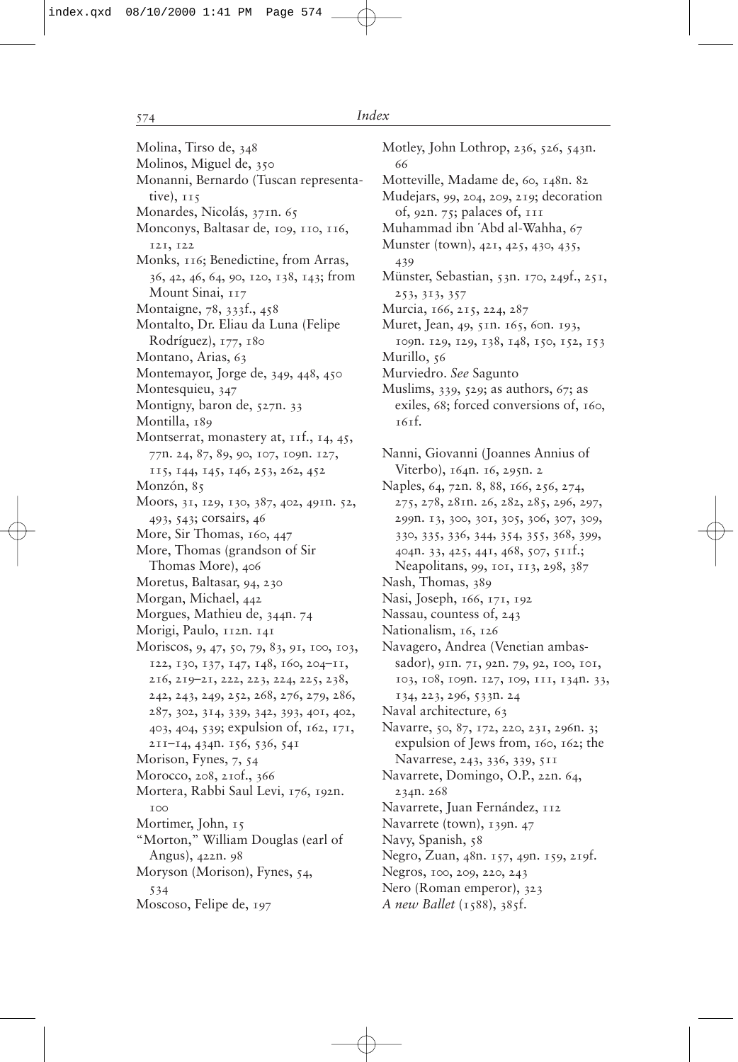Molina, Tirso de, 348

Molinos, Miguel de, 350

Monanni, Bernardo (Tuscan representative), 115

Monardes, Nicolás, 371n. 65

Monconys, Baltasar de, 109, 110, 116, 121, 122

Monks, 116; Benedictine, from Arras, 36, 42, 46, 64, 90, 120, 138, 143; from Mount Sinai, 117

Montaigne, 78, 333f., 458

Montalto, Dr. Eliau da Luna (Felipe Rodríguez), 177, 180

Montano, Arias, 63

Montemayor, Jorge de, 349, 448, 450

Montesquieu, 347

Montigny, baron de, 527n. 33

Montilla, 189

Montserrat, monastery at, 11f., 14, 45, 77n. 24, 87, 89, 90, 107, 109n. 127, 115, 144, 145, 146, 253, 262, 452

Monzón, 85

Moors, 31, 129, 130, 387, 402, 491n. 52, 493, 543; corsairs, 46

More, Sir Thomas, 160, 447

More, Thomas (grandson of Sir Thomas More), 406

Moretus, Baltasar, 94, 230

Morgan, Michael, 442

Morgues, Mathieu de, 344n. 74

Morigi, Paulo, 112n. 141

Moriscos, 9, 47, 50, 79, 83, 91, 100, 103, 122, 130, 137, 147, 148, 160, 204–11, 216, 219–21, 222, 223, 224, 225, 238, 242, 243, 249, 252, 268, 276, 279, 286, 287, 302, 314, 339, 342, 393, 401, 402, 403, 404, 539; expulsion of, 162, 171, 211–14, 434n. 156, 536, 541

Morison, Fynes, 7, 54

Morocco, 208, 210f., 366

Mortera, Rabbi Saul Levi, 176, 192n. 100

Mortimer, John, 15

"Morton," William Douglas (earl of Angus), 422n. 98

Moryson (Morison), Fynes, 54, 534

Moscoso, Felipe de, 197

Motley, John Lothrop, 236, 526, 543n. 66

Motteville, Madame de, 60, 148n. 82

Mudejars, 99, 204, 209, 219; decoration of, 92n. 75; palaces of, 111

Muhammad ibn ʿAbd al-Wahha, 67

Munster (town), 421, 425, 430, 435, 439

Münster, Sebastian, 53n. 170, 249f., 251, 253, 313, 357

Murcia, 166, 215, 224, 287

Muret, Jean, 49, 51n. 165, 60n. 193, 109n. 129, 129, 138, 148, 150, 152, 153

Murillo, 56

Murviedro. *See* Sagunto

Muslims, 339, 529; as authors, 67; as exiles, 68; forced conversions of, 160, 161f.

Nanni, Giovanni (Joannes Annius of Viterbo), 164n. 16, 295n. 2

Naples, 64, 72n. 8, 88, 166, 256, 274, 275, 278, 281n. 26, 282, 285, 296, 297, 299n. 13, 300, 301, 305, 306, 307, 309, 330, 335, 336, 344, 354, 355, 368, 399, 404n. 33, 425, 441, 468, 507, 511f.; Neapolitans, 99, 101, 113, 298, 387

Nash, Thomas, 389

Nasi, Joseph, 166, 171, 192

Nassau, countess of, 243

Nationalism, 16, 126

Navagero, Andrea (Venetian ambassador), 91n. 71, 92n. 79, 92, 100, 101, 103, 108, 109n. 127, 109, 111, 134n. 33, 134, 223, 296, 533n. 24

Naval architecture, 63

Navarre, 50, 87, 172, 220, 231, 296n. 3; expulsion of Jews from, 160, 162; the Navarrese, 243, 336, 339, 511

Navarrete, Domingo, O.P., 22n. 64, 234n. 268

Navarrete, Juan Fernández, 112

Navarrete (town), 139n. 47

Navy, Spanish, 58

Negro, Zuan, 48n. 157, 49n. 159, 219f.

Negros, 100, 209, 220, 243

Nero (Roman emperor), 323

*A new Ballet* (1588), 385f.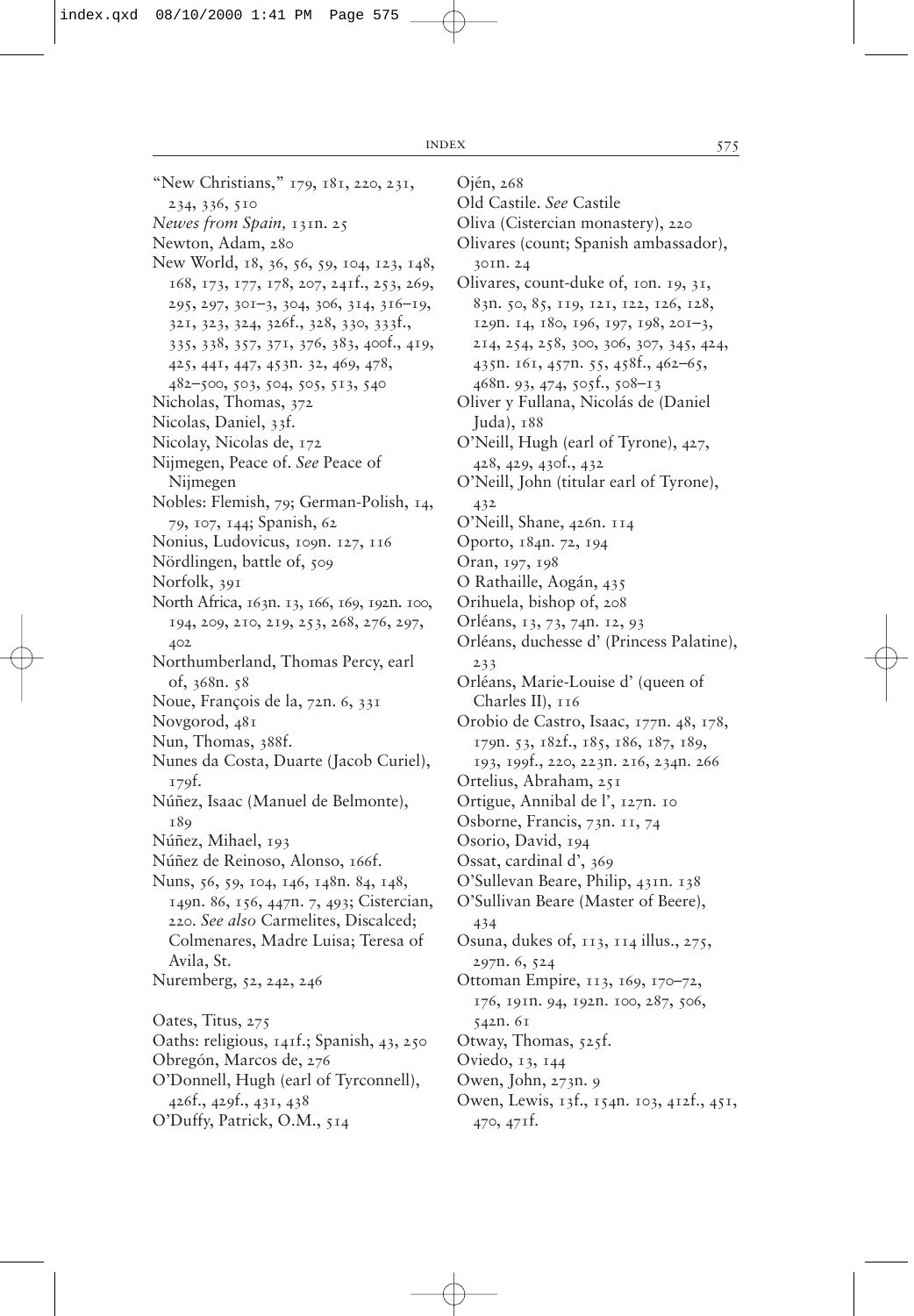"New Christians," 179, 181, 220, 231, 234, 336, 510

*Newes from Spain,* 131n. 25

Newton, Adam, 280

New World, 18, 36, 56, 59, 104, 123, 148, 168, 173, 177, 178, 207, 241f., 253, 269, 295, 297, 301–3, 304, 306, 314, 316–19, 321, 323, 324, 326f., 328, 330, 333f., 335, 338, 357, 371, 376, 383, 400f., 419, 425, 441, 447, 453n. 32, 469, 478, 482–500, 503, 504, 505, 513, 540

Nicholas, Thomas, 372

Nicolas, Daniel, 33f.

Nicolay, Nicolas de, 172

Nijmegen, Peace of. *See* Peace of Nijmegen

Nobles: Flemish, 79; German-Polish, 14, 79, 107, 144; Spanish, 62

Nonius, Ludovicus, 109n. 127, 116

Nördlingen, battle of, 509

Norfolk, 391

North Africa, 163n. 13, 166, 169, 192n. 100, 194, 209, 210, 219, 253, 268, 276, 297, 402

Northumberland, Thomas Percy, earl of, 368n. 58

Noue, François de la, 72n. 6, 331

Novgorod, 481

Nun, Thomas, 388f.

Nunes da Costa, Duarte (Jacob Curiel), 179f.

Núñez, Isaac (Manuel de Belmonte), 189

Núñez, Mihael, 193

Núñez de Reinoso, Alonso, 166f.

Nuns, 56, 59, 104, 146, 148n. 84, 148, 149n. 86, 156, 447n. 7, 493; Cistercian, 220. *See also* Carmelites, Discalced; Colmenares, Madre Luisa; Teresa of Avila, St.

Nuremberg, 52, 242, 246

Oates, Titus, 275

Oaths: religious, 141f.; Spanish, 43, 250

Obregón, Marcos de, 276

O'Donnell, Hugh (earl of Tyrconnell), 426f., 429f., 431, 438

O'Duffy, Patrick, O.M., 514

Ojén, 268

Old Castile. *See* Castile

Oliva (Cistercian monastery), 220

Olivares (count; Spanish ambassador), 301n. 24

Olivares, count-duke of, 10n. 19, 31, 83n. 50, 85, 119, 121, 122, 126, 128, 129n. 14, 180, 196, 197, 198, 201–3, 214, 254, 258, 300, 306, 307, 345, 424, 435n. 161, 457n. 55, 458f., 462–65, 468n. 93, 474, 505f., 508–13

Oliver y Fullana, Nicolás de (Daniel Juda), 188

O'Neill, Hugh (earl of Tyrone), 427, 428, 429, 430f., 432

O'Neill, John (titular earl of Tyrone), 432

O'Neill, Shane, 426n. 114

Oporto, 184n. 72, 194

Oran, 197, 198

O Rathaille, Aogán, 435

Orihuela, bishop of, 208

Orléans, 13, 73, 74n. 12, 93

Orléans, duchesse d' (Princess Palatine), 233

Orléans, Marie-Louise d' (queen of Charles II), 116

Orobio de Castro, Isaac, 177n. 48, 178, 179n. 53, 182f., 185, 186, 187, 189, 193, 199f., 220, 223n. 216, 234n. 266

Ortelius, Abraham, 251

Ortigue, Annibal de l', 127n. 10

Osborne, Francis, 73n. 11, 74

Osorio, David, 194

Ossat, cardinal d', 369

O'Sullevan Beare, Philip, 431n. 138

O'Sullivan Beare (Master of Beere), 434

Osuna, dukes of, 113, 114 illus., 275, 297n. 6, 524

Ottoman Empire, 113, 169, 170–72, 176, 191n. 94, 192n. 100, 287, 506, 542n. 61

Otway, Thomas, 525f.

Oviedo, 13, 144

Owen, John, 273n. 9

Owen, Lewis, 13f., 154n. 103, 412f., 451, 470, 471f.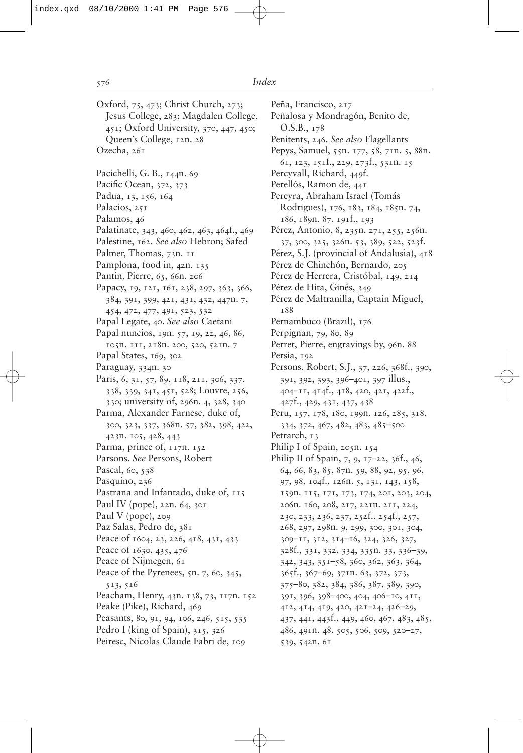Oxford, 75, 473; Christ Church, 273; Jesus College, 283; Magdalen College, 451; Oxford University, 370, 447, 450; Queen's College, 12n. 28
Ozecha, 261

Pacichelli, G. B., 144n. 69
Pacific Ocean, 372, 373
Padua, 13, 156, 164
Palacios, 251
Palamos, 46
Palatinate, 343, 460, 462, 463, 464f., 469
Palestine, 162. *See also* Hebron; Safed
Palmer, Thomas, 73n. 11
Pamplona, food in, 42n. 135
Pantin, Pierre, 65, 66n. 206
Papacy, 19, 121, 161, 238, 297, 363, 366, 384, 391, 399, 421, 431, 432, 447n. 7, 454, 472, 477, 491, 523, 532
Papal Legate, 40. *See also* Caetani
Papal nuncios, 19n. 57, 19, 22, 46, 86, 105n. 111, 218n. 200, 520, 521n. 7
Papal States, 169, 302
Paraguay, 334n. 30
Paris, 6, 31, 57, 89, 118, 211, 306, 337, 338, 339, 341, 451, 528; Louvre, 256, 330; university of, 296n. 4, 328, 340
Parma, Alexander Farnese, duke of, 300, 323, 337, 368n. 57, 382, 398, 422, 423n. 105, 428, 443
Parma, prince of, 117n. 152
Parsons. *See* Persons, Robert
Pascal, 60, 538
Pasquino, 236
Pastrana and Infantado, duke of, 115
Paul IV (pope), 22n. 64, 301
Paul V (pope), 209
Paz Salas, Pedro de, 381
Peace of 1604, 23, 226, 418, 431, 433
Peace of 1630, 435, 476
Peace of Nijmegen, 61
Peace of the Pyrenees, 5n. 7, 60, 345, 513, 516
Peacham, Henry, 43n. 138, 73, 117n. 152
Peake (Pike), Richard, 469
Peasants, 80, 91, 94, 106, 246, 515, 535
Pedro I (king of Spain), 315, 326
Peiresc, Nicolas Claude Fabri de, 109
Peña, Francisco, 217
Peñalosa y Mondragón, Benito de, O.S.B., 178
Penitents, 246. *See also* Flagellants
Pepys, Samuel, 55n. 177, 58, 71n. 5, 88n. 61, 123, 151f., 229, 273f., 531n. 15
Percyvall, Richard, 449f.
Perellós, Ramon de, 441
Pereyra, Abraham Israel (Tomás Rodrigues), 176, 183, 184, 185n. 74, 186, 189n. 87, 191f., 193
Pérez, Antonio, 8, 235n. 271, 255, 256n. 37, 300, 325, 326n. 53, 389, 522, 523f.
Pérez, S.J. (provincial of Andalusia), 418
Pérez de Chinchón, Bernardo, 205
Pérez de Herrera, Cristóbal, 149, 214
Pérez de Hita, Ginés, 349
Pérez de Maltranilla, Captain Miguel, 188
Pernambuco (Brazil), 176
Perpignan, 79, 80, 89
Perret, Pierre, engravings by, 96n. 88
Persia, 192
Persons, Robert, S.J., 37, 226, 368f., 390, 391, 392, 393, 396–401, 397 illus., 404–11, 414f., 418, 420, 421, 422f., 427f., 429, 431, 437, 438
Peru, 157, 178, 180, 199n. 126, 285, 318, 334, 372, 467, 482, 483, 485–500
Petrarch, 13
Philip I of Spain, 205n. 154
Philip II of Spain, 7, 9, 17–22, 36f., 46, 64, 66, 83, 85, 87n. 59, 88, 92, 95, 96, 97, 98, 104f., 126n. 5, 131, 143, 158, 159n. 115, 171, 173, 174, 201, 203, 204, 206n. 160, 208, 217, 221n. 211, 224, 230, 233, 236, 237, 252f., 254f., 257, 268, 297, 298n. 9, 299, 300, 301, 304, 309–11, 312, 314–16, 324, 326, 327, 328f., 331, 332, 334, 335n. 33, 336–39, 342, 343, 351–58, 360, 362, 363, 364, 365f., 367–69, 371n. 63, 372, 373, 375–80, 382, 384, 386, 387, 389, 390, 391, 396, 398–400, 404, 406–10, 411, 412, 414, 419, 420, 421–24, 426–29, 437, 441, 443f., 449, 460, 467, 483, 485, 486, 491n. 48, 505, 506, 509, 520–27, 539, 542n. 61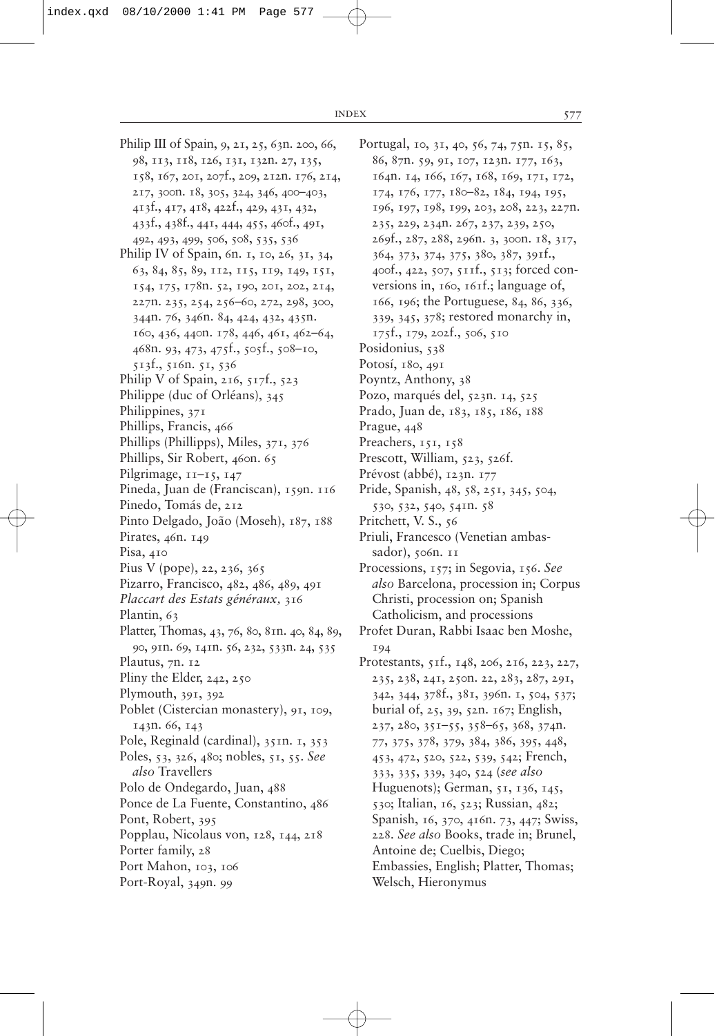Philip III of Spain, 9, 21, 25, 63n. 200, 66, 98, 113, 118, 126, 131, 132n. 27, 135, 158, 167, 201, 207f., 209, 212n. 176, 214, 217, 300n. 18, 305, 324, 346, 400–403, 413f., 417, 418, 422f., 429, 431, 432, 433f., 438f., 441, 444, 455, 460f., 491, 492, 493, 499, 506, 508, 535, 536

Philip IV of Spain, 6n. 1, 10, 26, 31, 34, 63, 84, 85, 89, 112, 115, 119, 149, 151, 154, 175, 178n. 52, 190, 201, 202, 214, 227n. 235, 254, 256–60, 272, 298, 300, 344n. 76, 346n. 84, 424, 432, 435n. 160, 436, 440n. 178, 446, 461, 462–64, 468n. 93, 473, 475f., 505f., 508–10, 513f., 516n. 51, 536

Philip V of Spain, 216, 517f., 523

Philippe (duc of Orléans), 345

Philippines, 371

Phillips, Francis, 466

Phillips (Phillipps), Miles, 371, 376

Phillips, Sir Robert, 460n. 65

Pilgrimage, 11–15, 147

Pineda, Juan de (Franciscan), 159n. 116

Pinedo, Tomás de, 212

Pinto Delgado, João (Moseh), 187, 188

Pirates, 46n. 149

Pisa, 410

Pius V (pope), 22, 236, 365

Pizarro, Francisco, 482, 486, 489, 491

*Placcart des Estats généraux,* 316

Plantin, 63

Platter, Thomas, 43, 76, 80, 81n. 40, 84, 89, 90, 91n. 69, 141n. 56, 232, 533n. 24, 535

Plautus, 7n. 12

Pliny the Elder, 242, 250

Plymouth, 391, 392

Poblet (Cistercian monastery), 91, 109, 143n. 66, 143

Pole, Reginald (cardinal), 351n. 1, 353

Poles, 53, 326, 480; nobles, 51, 55. *See also* Travellers

Polo de Ondegardo, Juan, 488

Ponce de La Fuente, Constantino, 486

Pont, Robert, 395

Popplau, Nicolaus von, 128, 144, 218

Porter family, 28

Port Mahon, 103, 106

Port-Royal, 349n. 99

Portugal, 10, 31, 40, 56, 74, 75n. 15, 85, 86, 87n. 59, 91, 107, 123n. 177, 163, 164n. 14, 166, 167, 168, 169, 171, 172, 174, 176, 177, 180–82, 184, 194, 195, 196, 197, 198, 199, 203, 208, 223, 227n. 235, 229, 234n. 267, 237, 239, 250, 269f., 287, 288, 296n. 3, 300n. 18, 317, 364, 373, 374, 375, 380, 387, 391f., 400f., 422, 507, 511f., 513; forced conversions in, 160, 161f.; language of, 166, 196; the Portuguese, 84, 86, 336, 339, 345, 378; restored monarchy in, 175f., 179, 202f., 506, 510

Posidonius, 538

Potosí, 180, 491

Poyntz, Anthony, 38

Pozo, marqués del, 523n. 14, 525

Prado, Juan de, 183, 185, 186, 188

Prague, 448

Preachers, 151, 158

Prescott, William, 523, 526f.

Prévost (abbé), 123n. 177

Pride, Spanish, 48, 58, 251, 345, 504, 530, 532, 540, 541n. 58

Pritchett, V. S., 56

Priuli, Francesco (Venetian ambassador), 506n. 11

Processions, 157; in Segovia, 156. *See also* Barcelona, procession in; Corpus Christi, procession on; Spanish Catholicism, and processions

Profet Duran, Rabbi Isaac ben Moshe, 194

Protestants, 51f., 148, 206, 216, 223, 227, 235, 238, 241, 250n. 22, 283, 287, 291, 342, 344, 378f., 381, 396n. 1, 504, 537; burial of, 25, 39, 52n. 167; English, 237, 280, 351–55, 358–65, 368, 374n. 77, 375, 378, 379, 384, 386, 395, 448, 453, 472, 520, 522, 539, 542; French, 333, 335, 339, 340, 524 (*see also* Huguenots); German, 51, 136, 145, 530; Italian, 16, 523; Russian, 482; Spanish, 16, 370, 416n. 73, 447; Swiss, 228. *See also* Books, trade in; Brunel, Antoine de; Cuelbis, Diego; Embassies, English; Platter, Thomas; Welsch, Hieronymus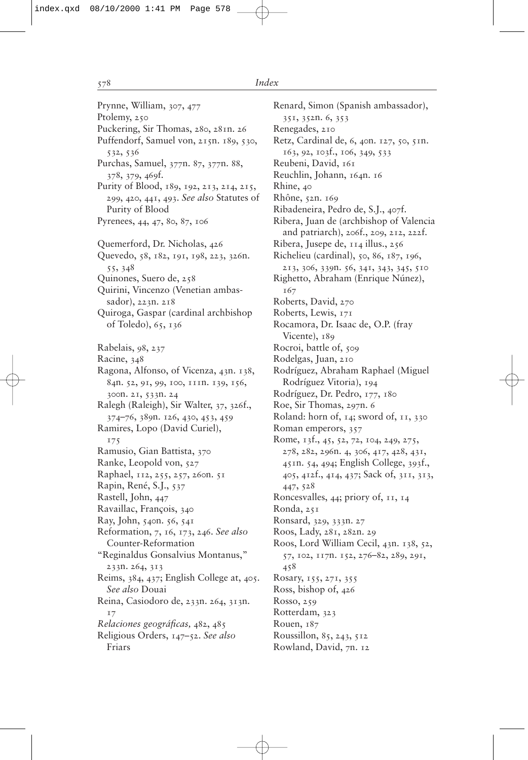Prynne, William, 307, 477
Ptolemy, 250
Puckering, Sir Thomas, 280, 281n. 26
Puffendorf, Samuel von, 215n. 189, 530, 532, 536
Purchas, Samuel, 377n. 87, 377n. 88, 378, 379, 469f.
Purity of Blood, 189, 192, 213, 214, 215, 299, 420, 441, 493. *See also* Statutes of Purity of Blood
Pyrenees, 44, 47, 80, 87, 106

Quemerford, Dr. Nicholas, 426
Quevedo, 58, 182, 191, 198, 223, 326n. 55, 348
Quinones, Suero de, 258
Quirini, Vincenzo (Venetian ambassador), 223n. 218
Quiroga, Gaspar (cardinal archbishop of Toledo), 65, 136

Rabelais, 98, 237
Racine, 348
Ragona, Alfonso, of Vicenza, 43n. 138, 84n. 52, 91, 99, 100, 111n. 139, 156, 300n. 21, 533n. 24
Ralegh (Raleigh), Sir Walter, 37, 326f., 374–76, 389n. 126, 430, 453, 459
Ramires, Lopo (David Curiel), 175
Ramusio, Gian Battista, 370
Ranke, Leopold von, 527
Raphael, 112, 255, 257, 260n. 51
Rapin, René, S.J., 537
Rastell, John, 447
Ravaillac, François, 340
Ray, John, 540n. 56, 541
Reformation, 7, 16, 173, 246. *See also* Counter-Reformation
"Reginaldus Gonsalvius Montanus," 233n. 264, 313
Reims, 384, 437; English College at, 405. *See also* Douai
Reina, Casiodoro de, 233n. 264, 313n. 17
*Relaciones geográficas,* 482, 485
Religious Orders, 147–52. *See also* Friars

Renard, Simon (Spanish ambassador), 351, 352n. 6, 353
Renegades, 210
Retz, Cardinal de, 6, 40n. 127, 50, 51n. 163, 92, 103f., 106, 349, 533
Reubeni, David, 161
Reuchlin, Johann, 164n. 16
Rhine, 40
Rhône, 52n. 169
Ribadeneira, Pedro de, S.J., 407f.
Ribera, Juan de (archbishop of Valencia and patriarch), 206f., 209, 212, 222f.
Ribera, Jusepe de, 114 illus., 256
Richelieu (cardinal), 50, 86, 187, 196, 213, 306, 339n. 56, 341, 343, 345, 510
Righetto, Abraham (Enrique Núnez), 167
Roberts, David, 270
Roberts, Lewis, 171
Rocamora, Dr. Isaac de, O.P. (fray Vicente), 189
Rocroi, battle of, 509
Rodelgas, Juan, 210
Rodríguez, Abraham Raphael (Miguel Rodríguez Vitoria), 194
Rodríguez, Dr. Pedro, 177, 180
Roe, Sir Thomas, 297n. 6
Roland: horn of, 14; sword of, 11, 330
Roman emperors, 357
Rome, 13f., 45, 52, 72, 104, 249, 275, 278, 282, 296n. 4, 306, 417, 428, 431, 451n. 54, 494; English College, 393f., 405, 412f., 414, 437; Sack of, 311, 313, 447, 528
Roncesvalles, 44; priory of, 11, 14
Ronda, 251
Ronsard, 329, 333n. 27
Roos, Lady, 281, 282n. 29
Roos, Lord William Cecil, 43n. 138, 52, 57, 102, 117n. 152, 276–82, 289, 291, 458
Rosary, 155, 271, 355
Ross, bishop of, 426
Rosso, 259
Rotterdam, 323
Rouen, 187
Roussillon, 85, 243, 512
Rowland, David, 7n. 12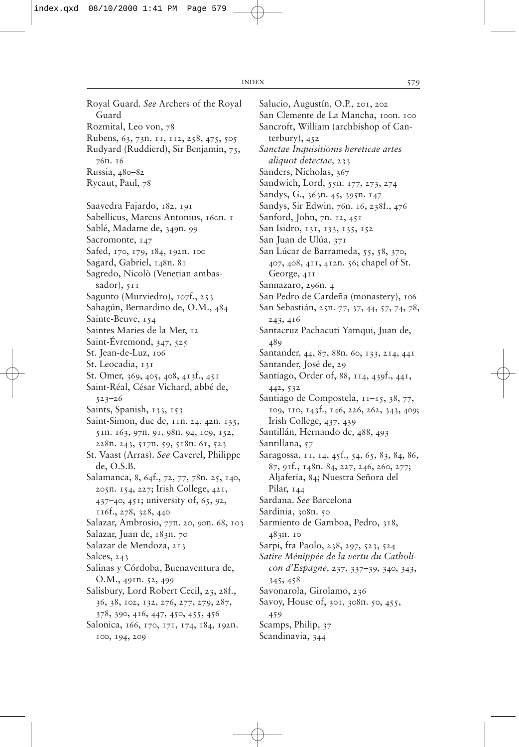Royal Guard. *See* Archers of the Royal Guard
Rozmital, Leo von, 78
Rubens, 63, 73n. 11, 112, 258, 475, 505
Rudyard (Ruddierd), Sir Benjamin, 75, 76n. 16
Russia, 480–82
Rycaut, Paul, 78

Saavedra Fajardo, 182, 191
Sabellicus, Marcus Antonius, 160n. 1
Sablé, Madame de, 349n. 99
Sacromonte, 147
Safed, 170, 179, 184, 192n. 100
Sagard, Gabriel, 148n. 81
Sagredo, Nicolò (Venetian ambassador), 511
Sagunto (Murviedro), 107f., 253
Sahagún, Bernardino de, O.M., 484
Sainte-Beuve, 154
Saintes Maries de la Mer, 12
Saint-Évremond, 347, 525
St. Jean-de-Luz, 106
St. Leocadia, 131
St. Omer, 369, 405, 408, 413f., 451
Saint-Réal, César Vichard, abbé de, 523–26
Saints, Spanish, 133, 153
Saint-Simon, duc de, 11n. 24, 42n. 135, 51n. 163, 97n. 91, 98n. 94, 109, 152, 228n. 243, 517n. 59, 518n. 61, 523
St. Vaast (Arras). *See* Caverel, Philippe de, O.S.B.
Salamanca, 8, 64f., 72, 77, 78n. 25, 140, 205n. 154, 227; Irish College, 421, 437–40, 451; university of, 65, 92, 116f., 278, 328, 440
Salazar, Ambrosio, 77n. 20, 90n. 68, 103
Salazar, Juan de, 183n. 70
Salazar de Mendoza, 213
Salces, 243
Salinas y Córdoba, Buenaventura de, O.M., 491n. 52, 499
Salisbury, Lord Robert Cecil, 23, 28f., 36, 38, 102, 132, 276, 277, 279, 287, 378, 390, 416, 447, 450, 455, 456
Salonica, 166, 170, 171, 174, 184, 192n. 100, 194, 209
Salucio, Augustín, O.P., 201, 202
San Clemente de La Mancha, 100n. 100
Sancroft, William (archbishop of Canterbury), 452
*Sanctae Inquisitionis hereticae artes aliquot detectae,* 233
Sanders, Nicholas, 367
Sandwich, Lord, 55n. 177, 273, 274
Sandys, G., 363n. 45, 395n. 147
Sandys, Sir Edwin, 76n. 16, 238f., 476
Sanford, John, 7n. 12, 451
San Isidro, 131, 133, 135, 152
San Juan de Ulúa, 371
San Lúcar de Barrameda, 55, 58, 370, 407, 408, 411, 412n. 56; chapel of St. George, 411
Sannazaro, 296n. 4
San Pedro de Cardeña (monastery), 106
San Sebastián, 25n. 77, 37, 44, 57, 74, 78, 243, 416
Santacruz Pachacuti Yamqui, Juan de, 489
Santander, 44, 87, 88n. 60, 133, 214, 441
Santander, José de, 29
Santiago, Order of, 88, 114, 439f., 441, 442, 532
Santiago de Compostela, 11–15, 38, 77, 109, 110, 143f., 146, 226, 262, 343, 409; Irish College, 437, 439
Santillán, Hernando de, 488, 493
Santillana, 57
Saragossa, 11, 14, 45f., 54, 65, 83, 84, 86, 87, 91f., 148n. 84, 227, 246, 260, 277; Aljafería, 84; Nuestra Señora del Pilar, 144
Sardana. *See* Barcelona
Sardinia, 308n. 50
Sarmiento de Gamboa, Pedro, 318, 483n. 10
Sarpi, fra Paolo, 238, 297, 523, 524
*Satire Ménippée de la vertu du Catholicon d'Espagne,* 237, 337–39, 340, 343, 345, 458
Savonarola, Girolamo, 236
Savoy, House of, 301, 308n. 50, 455, 459
Scamps, Philip, 37
Scandinavia, 344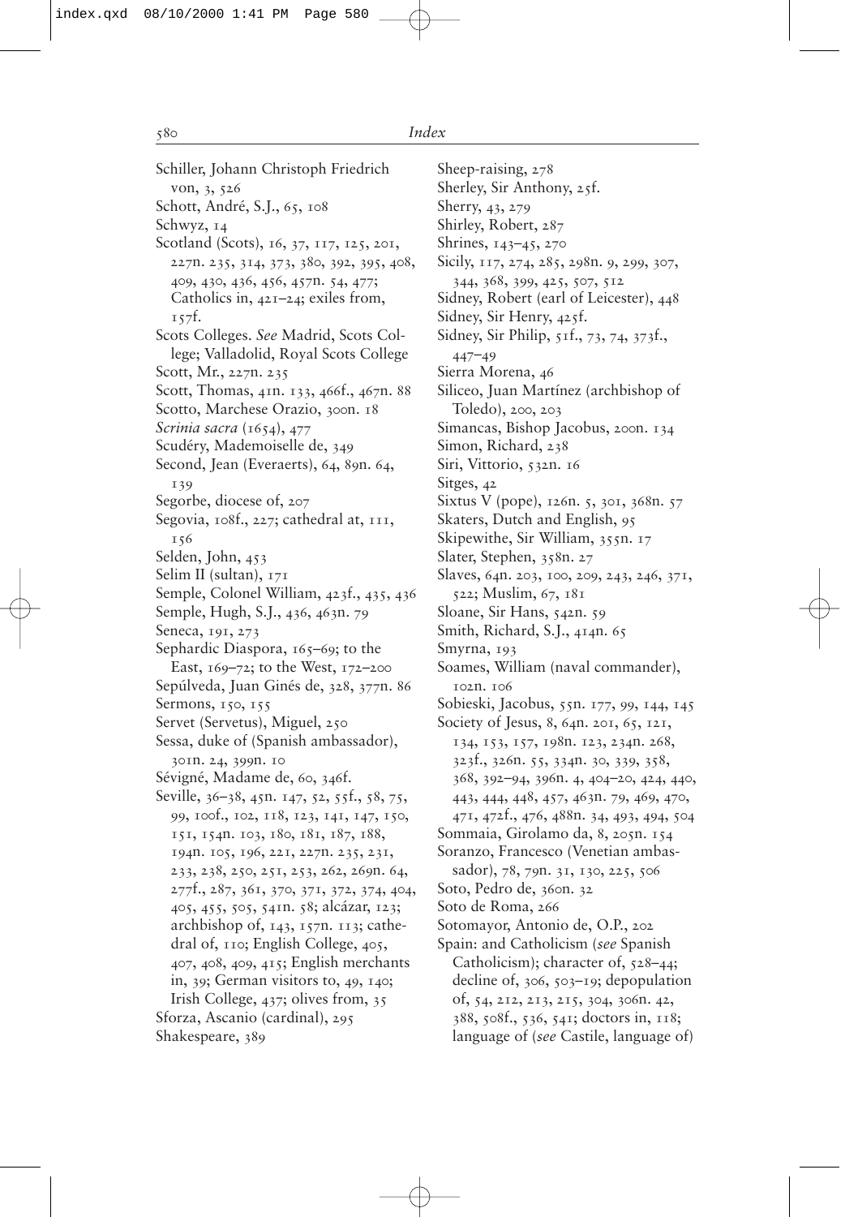Schiller, Johann Christoph Friedrich von, 3, 526
Schott, André, S.J., 65, 108
Schwyz, 14
Scotland (Scots), 16, 37, 117, 125, 201, 227n. 235, 314, 373, 380, 392, 395, 408, 409, 430, 436, 456, 457n. 54, 477; Catholics in, 421–24; exiles from, 157f.
Scots Colleges. *See* Madrid, Scots College; Valladolid, Royal Scots College
Scott, Mr., 227n. 235
Scott, Thomas, 41n. 133, 466f., 467n. 88
Scotto, Marchese Orazio, 300n. 18
*Scrinia sacra* (1654), 477
Scudéry, Mademoiselle de, 349
Second, Jean (Everaerts), 64, 89n. 64, 139
Segorbe, diocese of, 207
Segovia, 108f., 227; cathedral at, 111, 156
Selden, John, 453
Selim II (sultan), 171
Semple, Colonel William, 423f., 435, 436
Semple, Hugh, S.J., 436, 463n. 79
Seneca, 191, 273
Sephardic Diaspora, 165–69; to the East, 169–72; to the West, 172–200
Sepúlveda, Juan Ginés de, 328, 377n. 86
Sermons, 150, 155
Servet (Servetus), Miguel, 250
Sessa, duke of (Spanish ambassador), 301n. 24, 399n. 10
Sévigné, Madame de, 60, 346f.
Seville, 36–38, 45n. 147, 52, 55f., 58, 75, 99, 100f., 102, 118, 123, 141, 147, 150, 151, 154n. 103, 180, 181, 187, 188, 194n. 105, 196, 221, 227n. 235, 231, 233, 238, 250, 251, 253, 262, 269n. 64, 277f., 287, 361, 370, 371, 372, 374, 404, 405, 455, 505, 541n. 58; alcázar, 123; archbishop of, 143, 157n. 113; cathedral of, 110; English College, 405, 407, 408, 409, 415; English merchants in, 39; German visitors to, 49, 140; Irish College, 437; olives from, 35
Sforza, Ascanio (cardinal), 295
Shakespeare, 389
Sheep-raising, 278
Sherley, Sir Anthony, 25f.
Sherry, 43, 279
Shirley, Robert, 287
Shrines, 143–45, 270
Sicily, 117, 274, 285, 298n. 9, 299, 307, 344, 368, 399, 425, 507, 512
Sidney, Robert (earl of Leicester), 448
Sidney, Sir Henry, 425f.
Sidney, Sir Philip, 51f., 73, 74, 373f., 447–49
Sierra Morena, 46
Siliceo, Juan Martínez (archbishop of Toledo), 200, 203
Simancas, Bishop Jacobus, 200n. 134
Simon, Richard, 238
Siri, Vittorio, 532n. 16
Sitges, 42
Sixtus V (pope), 126n. 5, 301, 368n. 57
Skaters, Dutch and English, 95
Skipewithe, Sir William, 355n. 17
Slater, Stephen, 358n. 27
Slaves, 64n. 203, 100, 209, 243, 246, 371, 522; Muslim, 67, 181
Sloane, Sir Hans, 542n. 59
Smith, Richard, S.J., 414n. 65
Smyrna, 193
Soames, William (naval commander), 102n. 106
Sobieski, Jacobus, 55n. 177, 99, 144, 145
Society of Jesus, 8, 64n. 201, 65, 121, 134, 153, 157, 198n. 123, 234n. 268, 323f., 326n. 55, 334n. 30, 339, 358, 368, 392–94, 396n. 4, 404–20, 424, 440, 443, 444, 448, 457, 463n. 79, 469, 470, 471, 472f., 476, 488n. 34, 493, 494, 504
Sommaia, Girolamo da, 8, 205n. 154
Soranzo, Francesco (Venetian ambassador), 78, 79n. 31, 130, 225, 506
Soto, Pedro de, 360n. 32
Soto de Roma, 266
Sotomayor, Antonio de, O.P., 202
Spain: and Catholicism (*see* Spanish Catholicism); character of, 528–44; decline of, 306, 503–19; depopulation of, 54, 212, 213, 215, 304, 306n. 42, 388, 508f., 536, 541; doctors in, 118; language of (*see* Castile, language of)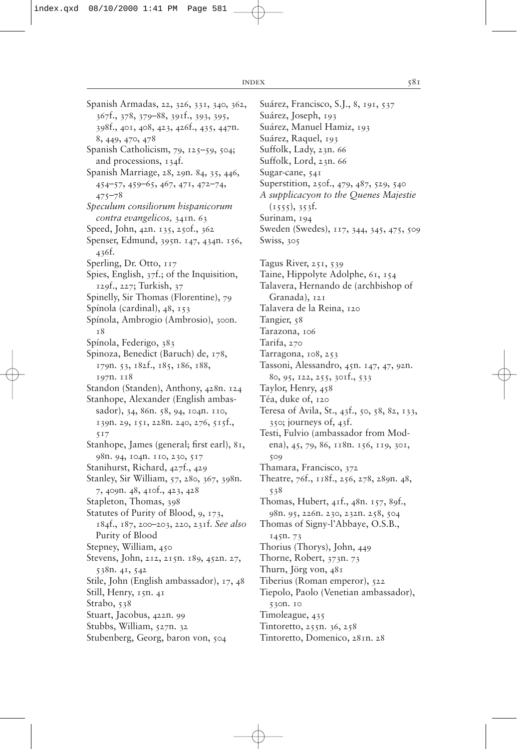Spanish Armadas, 22, 326, 331, 340, 362, 367f., 378, 379–88, 391f., 393, 395, 398f., 401, 408, 423, 426f., 435, 447n. 8, 449, 470, 478

Spanish Catholicism, 79, 125–59, 504; and processions, 134f.

Spanish Marriage, 28, 29n. 84, 35, 446, 454–57, 459–65, 467, 471, 472–74, 475–78

*Speculum consiliorum hispanicorum contra evangelicos,* 341n. 63

Speed, John, 42n. 135, 250f., 362

Spenser, Edmund, 395n. 147, 434n. 156, 436f.

Sperling, Dr. Otto, 117

Spies, English, 37f.; of the Inquisition, 129f., 227; Turkish, 37

Spinelly, Sir Thomas (Florentine), 79

Spínola (cardinal), 48, 153

Spínola, Ambrogio (Ambrosio), 300n. 18

Spínola, Federigo, 383

Spinoza, Benedict (Baruch) de, 178, 179n. 53, 182f., 185, 186, 188, 197n. 118

Standon (Standen), Anthony, 428n. 124

Stanhope, Alexander (English ambassador), 34, 86n. 58, 94, 104n. 110, 139n. 29, 151, 228n. 240, 276, 515f., 517

Stanhope, James (general; first earl), 81, 98n. 94, 104n. 110, 230, 517

Stanihurst, Richard, 427f., 429

Stanley, Sir William, 57, 280, 367, 398n. 7, 409n. 48, 410f., 423, 428

Stapleton, Thomas, 398

Statutes of Purity of Blood, 9, 173, 184f., 187, 200–203, 220, 231f. *See also* Purity of Blood

Stepney, William, 450

Stevens, John, 212, 215n. 189, 452n. 27, 538n. 41, 542

Stile, John (English ambassador), 17, 48

Still, Henry, 15n. 41

Strabo, 538

Stuart, Jacobus, 422n. 99

Stubbs, William, 527n. 32

Stubenberg, Georg, baron von, 504

Suárez, Francisco, S.J., 8, 191, 537

Suárez, Joseph, 193

Suárez, Manuel Hamiz, 193

Suárez, Raquel, 193

Suffolk, Lady, 23n. 66

Suffolk, Lord, 23n. 66

Sugar-cane, 541

Superstition, 250f., 479, 487, 529, 540

*A supplicacyon to the Quenes Majestie* (1555), 353f.

Surinam, 194

Sweden (Swedes), 117, 344, 345, 475, 509

Swiss, 305

Tagus River, 251, 539

Taine, Hippolyte Adolphe, 61, 154

Talavera, Hernando de (archbishop of Granada), 121

Talavera de la Reina, 120

Tangier, 58

Tarazona, 106

Tarifa, 270

Tarragona, 108, 253

Tassoni, Alessandro, 45n. 147, 47, 92n. 80, 95, 122, 255, 301f., 533

Taylor, Henry, 458

Téa, duke of, 120

Teresa of Avila, St., 43f., 50, 58, 82, 133, 350; journeys of, 43f.

Testi, Fulvio (ambassador from Modena), 45, 79, 86, 118n. 156, 119, 301, 509

Thamara, Francisco, 372

Theatre, 76f., 118f., 256, 278, 289n. 48, 538

Thomas, Hubert, 41f., 48n. 157, 89f., 98n. 95, 226n. 230, 232n. 258, 504

Thomas of Signy-l'Abbaye, O.S.B., 145n. 73

Thorius (Thorys), John, 449

Thorne, Robert, 373n. 73

Thurn, Jörg von, 481

Tiberius (Roman emperor), 522

Tiepolo, Paolo (Venetian ambassador), 530n. 10

Timoleague, 435

Tintoretto, 255n. 36, 258

Tintoretto, Domenico, 281n. 28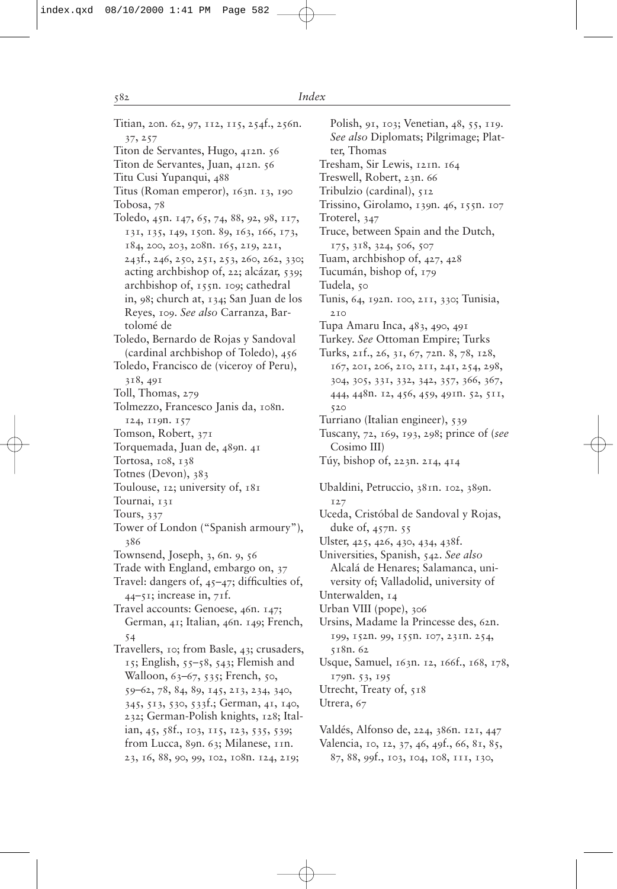Titian, 20n. 62, 97, 112, 115, 254f., 256n. 37, 257

Titon de Servantes, Hugo, 412n. 56

Titon de Servantes, Juan, 412n. 56

Titu Cusi Yupanqui, 488

Titus (Roman emperor), 163n. 13, 190

Tobosa, 78

Toledo, 45n. 147, 65, 74, 88, 92, 98, 117, 131, 135, 149, 150n. 89, 163, 166, 173, 184, 200, 203, 208n. 165, 219, 221, 243f., 246, 250, 251, 253, 260, 262, 330; acting archbishop of, 22; alcázar, 539; archbishop of, 155n. 109; cathedral in, 98; church at, 134; San Juan de los Reyes, 109. *See also* Carranza, Bartolomé de

Toledo, Bernardo de Rojas y Sandoval (cardinal archbishop of Toledo), 456

Toledo, Francisco de (viceroy of Peru), 318, 491

Toll, Thomas, 279

Tolmezzo, Francesco Janis da, 108n. 124, 119n. 157

Tomson, Robert, 371

Torquemada, Juan de, 489n. 41

Tortosa, 108, 138

Totnes (Devon), 383

Toulouse, 12; university of, 181

Tournai, 131

Tours, 337

Tower of London ("Spanish armoury"), 386

Townsend, Joseph, 3, 6n. 9, 56

Trade with England, embargo on, 37

Travel: dangers of, 45–47; difficulties of, 44–51; increase in, 71f.

Travel accounts: Genoese, 46n. 147; German, 41; Italian, 46n. 149; French, 54

Travellers, 10; from Basle, 43; crusaders, 15; English, 55–58, 543; Flemish and Walloon, 63–67, 535; French, 50, 59–62, 78, 84, 89, 145, 213, 234, 340, 345, 513, 530, 533f.; German, 41, 140, 232; German-Polish knights, 128; Italian, 45, 58f., 103, 115, 123, 535, 539; from Lucca, 89n. 63; Milanese, 11n. 23, 16, 88, 90, 99, 102, 108n. 124, 219; Polish, 91, 103; Venetian, 48, 55, 119. *See also* Diplomats; Pilgrimage; Platter, Thomas

Tresham, Sir Lewis, 121n. 164

Treswell, Robert, 23n. 66

Tribulzio (cardinal), 512

Trissino, Girolamo, 139n. 46, 155n. 107

Troterel, 347

Truce, between Spain and the Dutch, 175, 318, 324, 506, 507

Tuam, archbishop of, 427, 428

Tucumán, bishop of, 179

Tudela, 50

Tunis, 64, 192n. 100, 211, 330; Tunisia, 210

Tupa Amaru Inca, 483, 490, 491

Turkey. *See* Ottoman Empire; Turks

Turks, 21f., 26, 31, 67, 72n. 8, 78, 128, 167, 201, 206, 210, 211, 241, 254, 298, 304, 305, 331, 332, 342, 357, 366, 367, 444, 448n. 12, 456, 459, 491n. 52, 511, 520

Turriano (Italian engineer), 539

Tuscany, 72, 169, 193, 298; prince of (*see* Cosimo III)

Túy, bishop of, 223n. 214, 414

Ubaldini, Petruccio, 381n. 102, 389n. 127

Uceda, Cristóbal de Sandoval y Rojas, duke of, 457n. 55

Ulster, 425, 426, 430, 434, 438f.

Universities, Spanish, 542. *See also* Alcalá de Henares; Salamanca, university of; Valladolid, university of

Unterwalden, 14

Urban VIII (pope), 306

Ursins, Madame la Princesse des, 62n. 199, 152n. 99, 155n. 107, 231n. 254, 518n. 62

Usque, Samuel, 163n. 12, 166f., 168, 178, 179n. 53, 195

Utrecht, Treaty of, 518

Utrera, 67

Valdés, Alfonso de, 224, 386n. 121, 447

Valencia, 10, 12, 37, 46, 49f., 66, 81, 85, 87, 88, 99f., 103, 104, 108, 111, 130,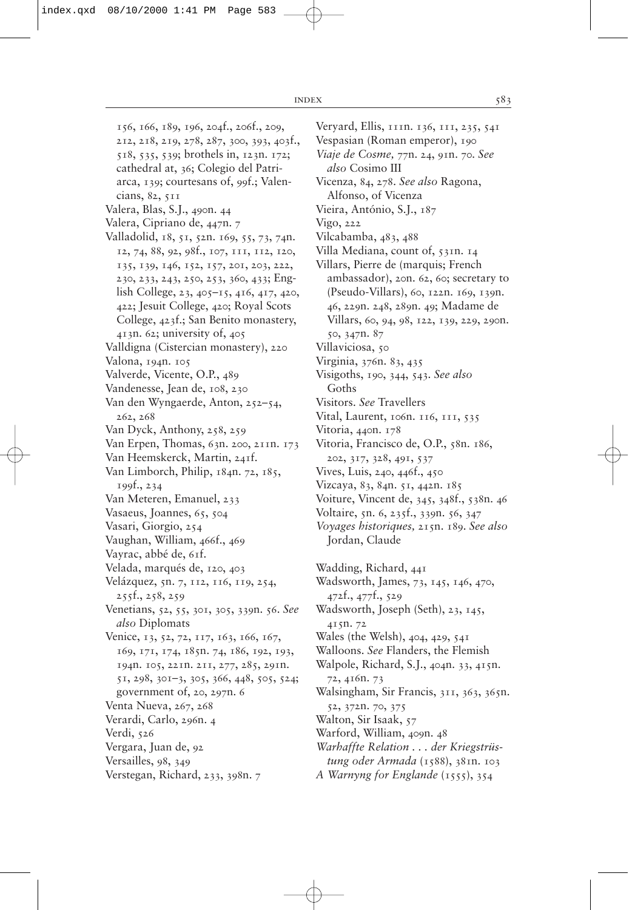156, 166, 189, 196, 204f., 206f., 209, 212, 218, 219, 278, 287, 300, 393, 403f., 518, 535, 539; brothels in, 123n. 172; cathedral at, 36; Colegio del Patriarca, 139; courtesans of, 99f.; Valencians, 82, 511

Valera, Blas, S.J., 490n. 44

Valera, Cipriano de, 447n. 7

Valladolid, 18, 51, 52n. 169, 55, 73, 74n. 12, 74, 88, 92, 98f., 107, 111, 112, 120, 135, 139, 146, 152, 157, 201, 203, 222, 230, 233, 243, 250, 253, 360, 433; English College, 23, 405–15, 416, 417, 420, 422; Jesuit College, 420; Royal Scots College, 423f.; San Benito monastery, 413n. 62; university of, 405

Valldigna (Cistercian monastery), 220

Valona, 194n. 105

Valverde, Vicente, O.P., 489

Vandenesse, Jean de, 108, 230

Van den Wyngaerde, Anton, 252–54, 262, 268

Van Dyck, Anthony, 258, 259

Van Erpen, Thomas, 63n. 200, 211n. 173

Van Heemskerck, Martin, 241f.

Van Limborch, Philip, 184n. 72, 185, 199f., 234

Van Meteren, Emanuel, 233

Vasaeus, Joannes, 65, 504

Vasari, Giorgio, 254

Vaughan, William, 466f., 469

Vayrac, abbé de, 61f.

Velada, marqués de, 120, 403

Velázquez, 5n. 7, 112, 116, 119, 254, 255f., 258, 259

Venetians, 52, 55, 301, 305, 339n. 56. *See also* Diplomats

Venice, 13, 52, 72, 117, 163, 166, 167, 169, 171, 174, 185n. 74, 186, 192, 193, 194n. 105, 221n. 211, 277, 285, 291n. 51, 298, 301–3, 305, 366, 448, 505, 524; government of, 20, 297n. 6

Venta Nueva, 267, 268

Verardi, Carlo, 296n. 4

Verdi, 526

Vergara, Juan de, 92

Versailles, 98, 349

Verstegan, Richard, 233, 398n. 7

Veryard, Ellis, 111n. 136, 111, 235, 541

Vespasian (Roman emperor), 190

*Viaje de Cosme,* 77n. 24, 91n. 70. *See also* Cosimo III

Vicenza, 84, 278. *See also* Ragona, Alfonso, of Vicenza

Vieira, António, S.J., 187

Vigo, 222

Vilcabamba, 483, 488

Villa Mediana, count of, 531n. 14

Villars, Pierre de (marquis; French ambassador), 20n. 62, 60; secretary to (Pseudo-Villars), 60, 122n. 169, 139n. 46, 229n. 248, 289n. 49; Madame de Villars, 60, 94, 98, 122, 139, 229, 290n. 50, 347n. 87

Villaviciosa, 50

Virginia, 376n. 83, 435

Visigoths, 190, 344, 543. *See also* Goths

Visitors. *See* Travellers

Vital, Laurent, 106n. 116, 111, 535

Vitoria, 440n. 178

Vitoria, Francisco de, O.P., 58n. 186, 202, 317, 328, 491, 537

Vives, Luis, 240, 446f., 450

Vizcaya, 83, 84n. 51, 442n. 185

Voiture, Vincent de, 345, 348f., 538n. 46

Voltaire, 5n. 6, 235f., 339n. 56, 347

*Voyages historiques,* 215n. 189. *See also* Jordan, Claude

Wadding, Richard, 441

Wadsworth, James, 73, 145, 146, 470, 472f., 477f., 529

Wadsworth, Joseph (Seth), 23, 145, 415n. 72

Wales (the Welsh), 404, 429, 541

Walloons. *See* Flanders, the Flemish

Walpole, Richard, S.J., 404n. 33, 415n. 72, 416n. 73

Walsingham, Sir Francis, 311, 363, 365n. 52, 372n. 70, 375

Walton, Sir Isaak, 57

Warford, William, 409n. 48

*Warhaffte Relation . . . der Kriegstrüstung oder Armada* (1588), 381n. 103

*A Warnyng for Englande* (1555), 354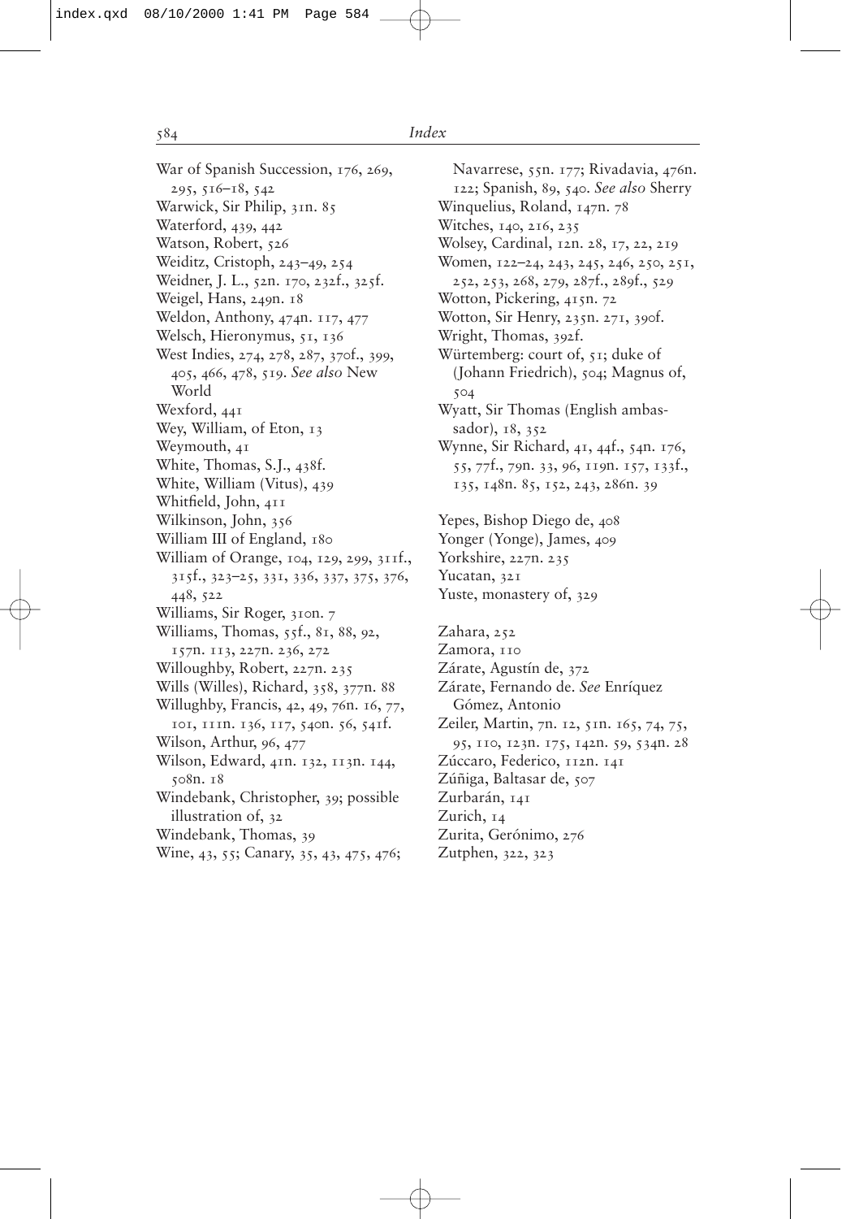War of Spanish Succession, 176, 269, 295, 516–18, 542
Warwick, Sir Philip, 31n. 85
Waterford, 439, 442
Watson, Robert, 526
Weiditz, Cristoph, 243–49, 254
Weidner, J. L., 52n. 170, 232f., 325f.
Weigel, Hans, 249n. 18
Weldon, Anthony, 474n. 117, 477
Welsch, Hieronymus, 51, 136
West Indies, 274, 278, 287, 370f., 399, 405, 466, 478, 519. *See also* New World
Wexford, 441
Wey, William, of Eton, 13
Weymouth, 41
White, Thomas, S.J., 438f.
White, William (Vitus), 439
Whitfield, John, 411
Wilkinson, John, 356
William III of England, 180
William of Orange, 104, 129, 299, 311f., 315f., 323–25, 331, 336, 337, 375, 376, 448, 522
Williams, Sir Roger, 310n. 7
Williams, Thomas, 55f., 81, 88, 92, 157n. 113, 227n. 236, 272
Willoughby, Robert, 227n. 235
Wills (Willes), Richard, 358, 377n. 88
Willughby, Francis, 42, 49, 76n. 16, 77, 101, 111n. 136, 117, 540n. 56, 541f.
Wilson, Arthur, 96, 477
Wilson, Edward, 41n. 132, 113n. 144, 508n. 18
Windebank, Christopher, 39; possible illustration of, 32
Windebank, Thomas, 39
Wine, 43, 55; Canary, 35, 43, 475, 476; Navarrese, 55n. 177; Rivadavia, 476n. 122; Spanish, 89, 540. *See also* Sherry
Winquelius, Roland, 147n. 78
Witches, 140, 216, 235
Wolsey, Cardinal, 12n. 28, 17, 22, 219
Women, 122–24, 243, 245, 246, 250, 251, 252, 253, 268, 279, 287f., 289f., 529
Wotton, Pickering, 415n. 72
Wotton, Sir Henry, 235n. 271, 390f.
Wright, Thomas, 392f.
Würtemberg: court of, 51; duke of (Johann Friedrich), 504; Magnus of, 504
Wyatt, Sir Thomas (English ambassador), 18, 352
Wynne, Sir Richard, 41, 44f., 54n. 176, 55, 77f., 79n. 33, 96, 119n. 157, 133f., 135, 148n. 85, 152, 243, 286n. 39

Yepes, Bishop Diego de, 408
Yonger (Yonge), James, 409
Yorkshire, 227n. 235
Yucatan, 321
Yuste, monastery of, 329

Zahara, 252
Zamora, 110
Zárate, Agustín de, 372
Zárate, Fernando de. *See* Enríquez Gómez, Antonio
Zeiler, Martin, 7n. 12, 51n. 165, 74, 75, 95, 110, 123n. 175, 142n. 59, 534n. 28
Zúccaro, Federico, 112n. 141
Zúñiga, Baltasar de, 507
Zurbarán, 141
Zurich, 14
Zurita, Gerónimo, 276
Zutphen, 322, 323